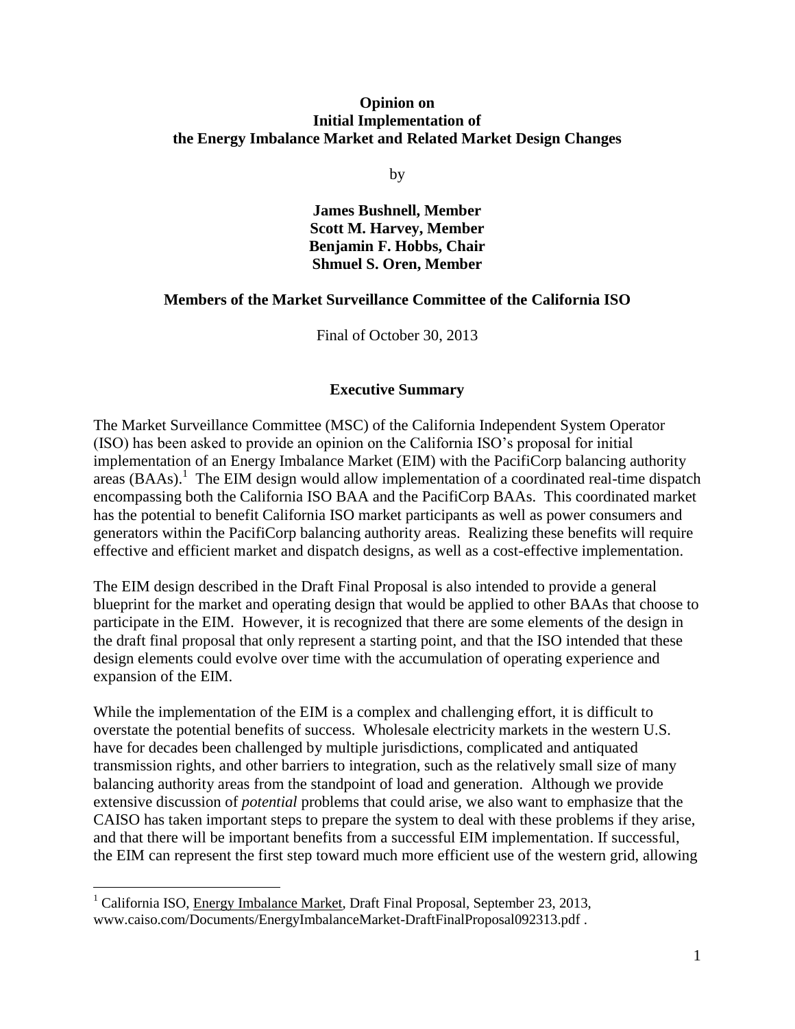**Opinion on**
**Initial Implementation of**
**the Energy Imbalance Market and Related Market Design Changes**

by

**James Bushnell, Member**
**Scott M. Harvey, Member**
**Benjamin F. Hobbs, Chair**
**Shmuel S. Oren, Member**

**Members of the Market Surveillance Committee of the California ISO**

Final of October 30, 2013

## Executive Summary

The Market Surveillance Committee (MSC) of the California Independent System Operator (ISO) has been asked to provide an opinion on the California ISO's proposal for initial implementation of an Energy Imbalance Market (EIM) with the PacifiCorp balancing authority areas (BAAs).[1] The EIM design would allow implementation of a coordinated real-time dispatch encompassing both the California ISO BAA and the PacifiCorp BAAs. This coordinated market has the potential to benefit California ISO market participants as well as power consumers and generators within the PacifiCorp balancing authority areas. Realizing these benefits will require effective and efficient market and dispatch designs, as well as a cost-effective implementation.

The EIM design described in the Draft Final Proposal is also intended to provide a general blueprint for the market and operating design that would be applied to other BAAs that choose to participate in the EIM. However, it is recognized that there are some elements of the design in the draft final proposal that only represent a starting point, and that the ISO intended that these design elements could evolve over time with the accumulation of operating experience and expansion of the EIM.

While the implementation of the EIM is a complex and challenging effort, it is difficult to overstate the potential benefits of success. Wholesale electricity markets in the western U.S. have for decades been challenged by multiple jurisdictions, complicated and antiquated transmission rights, and other barriers to integration, such as the relatively small size of many balancing authority areas from the standpoint of load and generation. Although we provide extensive discussion of *potential* problems that could arise, we also want to emphasize that the CAISO has taken important steps to prepare the system to deal with these problems if they arise, and that there will be important benefits from a successful EIM implementation. If successful, the EIM can represent the first step toward much more efficient use of the western grid, allowing

---

[1] California ISO, Energy Imbalance Market, Draft Final Proposal, September 23, 2013, www.caiso.com/Documents/EnergyImbalanceMarket-DraftFinalProposal092313.pdf .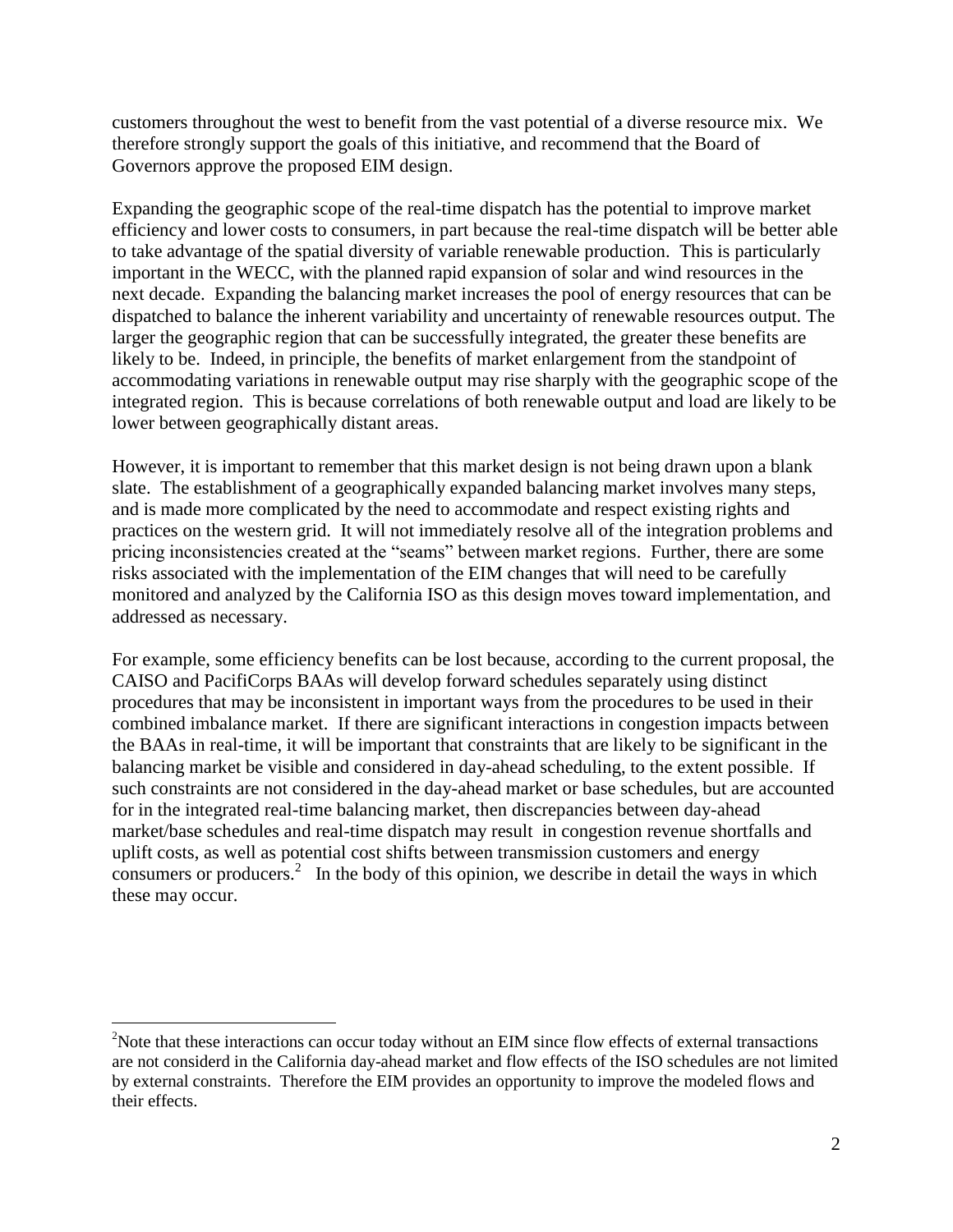customers throughout the west to benefit from the vast potential of a diverse resource mix. We therefore strongly support the goals of this initiative, and recommend that the Board of Governors approve the proposed EIM design.

Expanding the geographic scope of the real-time dispatch has the potential to improve market efficiency and lower costs to consumers, in part because the real-time dispatch will be better able to take advantage of the spatial diversity of variable renewable production. This is particularly important in the WECC, with the planned rapid expansion of solar and wind resources in the next decade. Expanding the balancing market increases the pool of energy resources that can be dispatched to balance the inherent variability and uncertainty of renewable resources output. The larger the geographic region that can be successfully integrated, the greater these benefits are likely to be. Indeed, in principle, the benefits of market enlargement from the standpoint of accommodating variations in renewable output may rise sharply with the geographic scope of the integrated region. This is because correlations of both renewable output and load are likely to be lower between geographically distant areas.

However, it is important to remember that this market design is not being drawn upon a blank slate. The establishment of a geographically expanded balancing market involves many steps, and is made more complicated by the need to accommodate and respect existing rights and practices on the western grid. It will not immediately resolve all of the integration problems and pricing inconsistencies created at the "seams" between market regions. Further, there are some risks associated with the implementation of the EIM changes that will need to be carefully monitored and analyzed by the California ISO as this design moves toward implementation, and addressed as necessary.

For example, some efficiency benefits can be lost because, according to the current proposal, the CAISO and PacifiCorps BAAs will develop forward schedules separately using distinct procedures that may be inconsistent in important ways from the procedures to be used in their combined imbalance market. If there are significant interactions in congestion impacts between the BAAs in real-time, it will be important that constraints that are likely to be significant in the balancing market be visible and considered in day-ahead scheduling, to the extent possible. If such constraints are not considered in the day-ahead market or base schedules, but are accounted for in the integrated real-time balancing market, then discrepancies between day-ahead market/base schedules and real-time dispatch may result in congestion revenue shortfalls and uplift costs, as well as potential cost shifts between transmission customers and energy consumers or producers.[2] In the body of this opinion, we describe in detail the ways in which these may occur.

[2]Note that these interactions can occur today without an EIM since flow effects of external transactions are not considerd in the California day-ahead market and flow effects of the ISO schedules are not limited by external constraints. Therefore the EIM provides an opportunity to improve the modeled flows and their effects.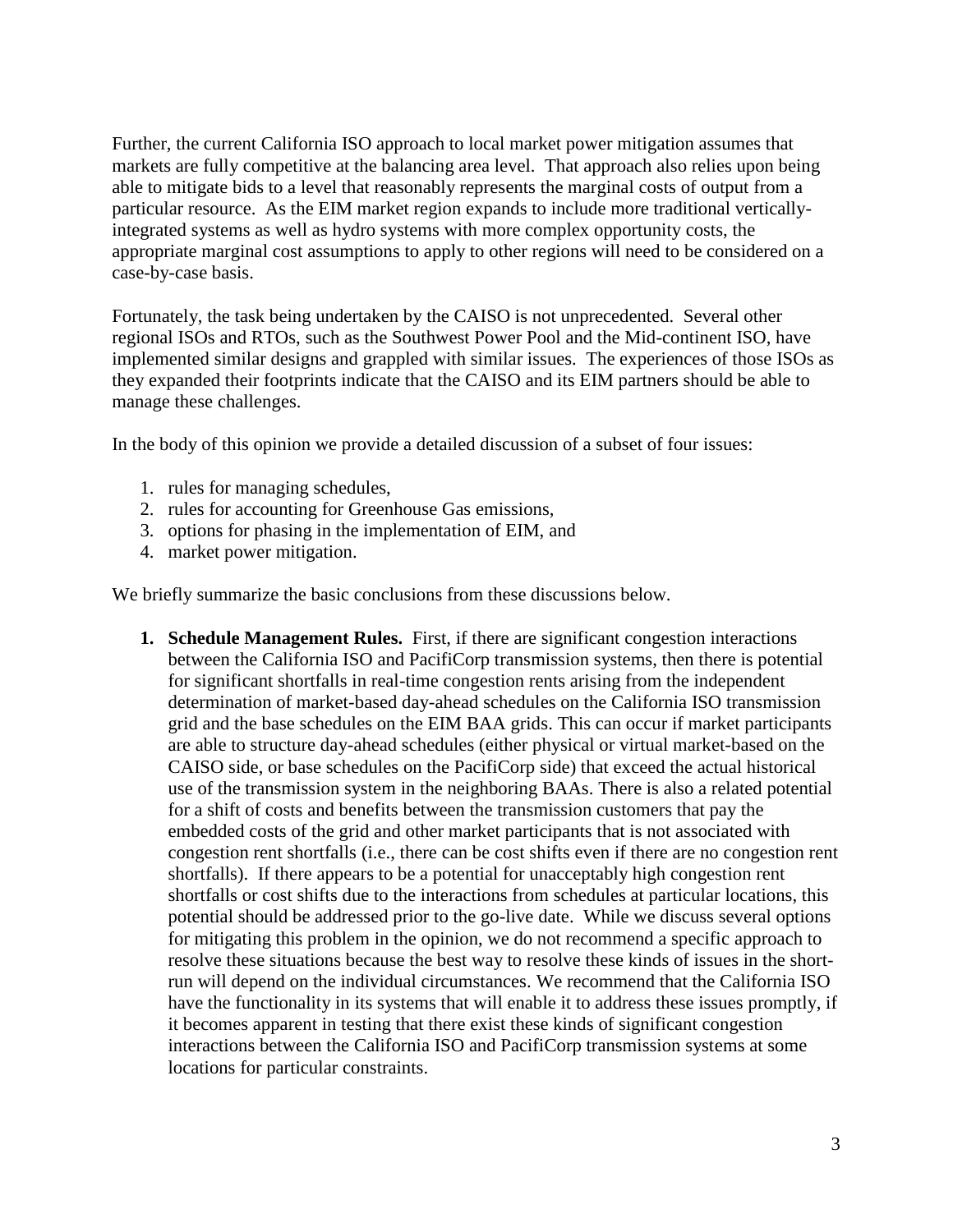Further, the current California ISO approach to local market power mitigation assumes that markets are fully competitive at the balancing area level. That approach also relies upon being able to mitigate bids to a level that reasonably represents the marginal costs of output from a particular resource. As the EIM market region expands to include more traditional vertically-integrated systems as well as hydro systems with more complex opportunity costs, the appropriate marginal cost assumptions to apply to other regions will need to be considered on a case-by-case basis.

Fortunately, the task being undertaken by the CAISO is not unprecedented. Several other regional ISOs and RTOs, such as the Southwest Power Pool and the Mid-continent ISO, have implemented similar designs and grappled with similar issues. The experiences of those ISOs as they expanded their footprints indicate that the CAISO and its EIM partners should be able to manage these challenges.

In the body of this opinion we provide a detailed discussion of a subset of four issues:

1. rules for managing schedules,
2. rules for accounting for Greenhouse Gas emissions,
3. options for phasing in the implementation of EIM, and
4. market power mitigation.

We briefly summarize the basic conclusions from these discussions below.

1. **Schedule Management Rules.** First, if there are significant congestion interactions between the California ISO and PacifiCorp transmission systems, then there is potential for significant shortfalls in real-time congestion rents arising from the independent determination of market-based day-ahead schedules on the California ISO transmission grid and the base schedules on the EIM BAA grids. This can occur if market participants are able to structure day-ahead schedules (either physical or virtual market-based on the CAISO side, or base schedules on the PacifiCorp side) that exceed the actual historical use of the transmission system in the neighboring BAAs. There is also a related potential for a shift of costs and benefits between the transmission customers that pay the embedded costs of the grid and other market participants that is not associated with congestion rent shortfalls (i.e., there can be cost shifts even if there are no congestion rent shortfalls). If there appears to be a potential for unacceptably high congestion rent shortfalls or cost shifts due to the interactions from schedules at particular locations, this potential should be addressed prior to the go-live date. While we discuss several options for mitigating this problem in the opinion, we do not recommend a specific approach to resolve these situations because the best way to resolve these kinds of issues in the short-run will depend on the individual circumstances. We recommend that the California ISO have the functionality in its systems that will enable it to address these issues promptly, if it becomes apparent in testing that there exist these kinds of significant congestion interactions between the California ISO and PacifiCorp transmission systems at some locations for particular constraints.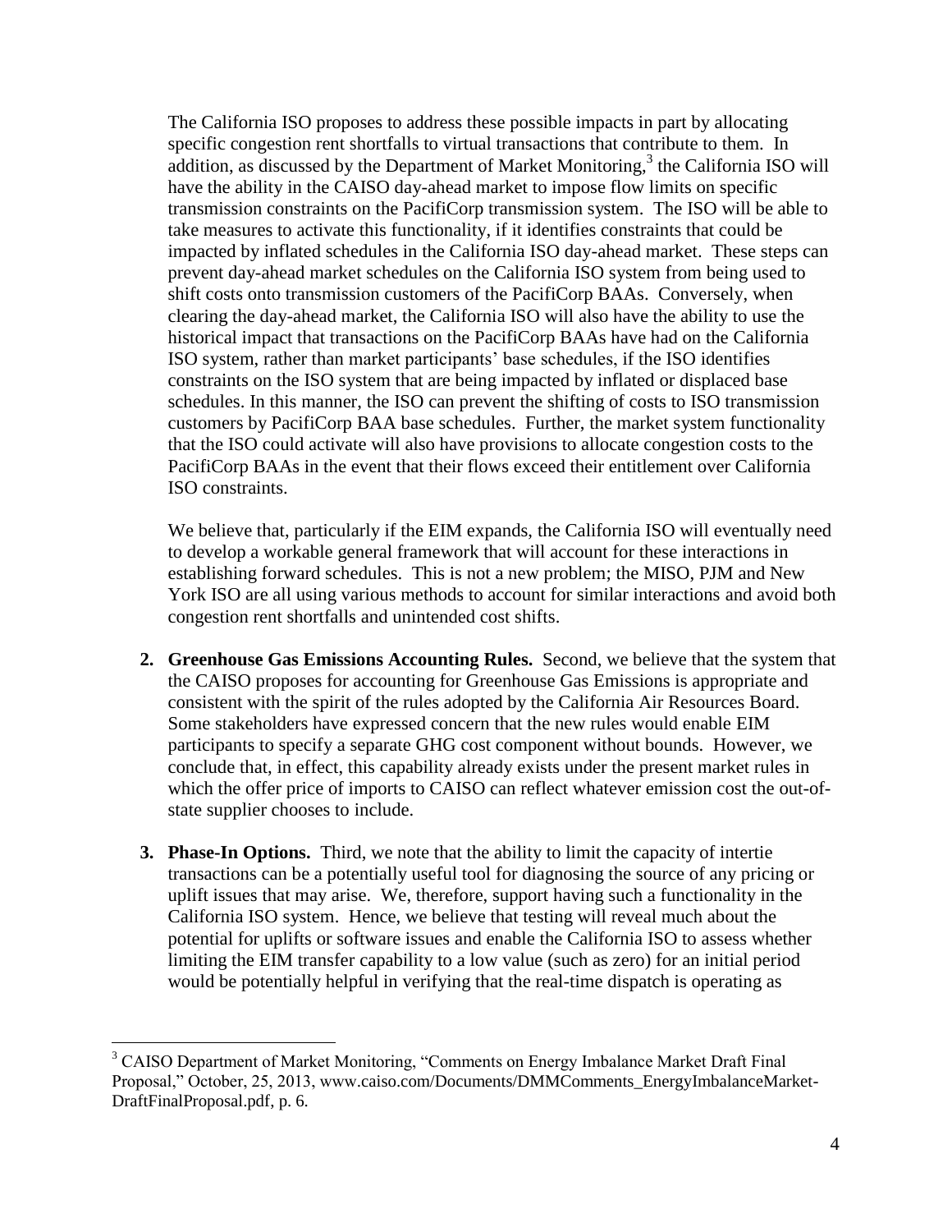The California ISO proposes to address these possible impacts in part by allocating specific congestion rent shortfalls to virtual transactions that contribute to them. In addition, as discussed by the Department of Market Monitoring,[3] the California ISO will have the ability in the CAISO day-ahead market to impose flow limits on specific transmission constraints on the PacifiCorp transmission system. The ISO will be able to take measures to activate this functionality, if it identifies constraints that could be impacted by inflated schedules in the California ISO day-ahead market. These steps can prevent day-ahead market schedules on the California ISO system from being used to shift costs onto transmission customers of the PacifiCorp BAAs. Conversely, when clearing the day-ahead market, the California ISO will also have the ability to use the historical impact that transactions on the PacifiCorp BAAs have had on the California ISO system, rather than market participants' base schedules, if the ISO identifies constraints on the ISO system that are being impacted by inflated or displaced base schedules. In this manner, the ISO can prevent the shifting of costs to ISO transmission customers by PacifiCorp BAA base schedules. Further, the market system functionality that the ISO could activate will also have provisions to allocate congestion costs to the PacifiCorp BAAs in the event that their flows exceed their entitlement over California ISO constraints.

We believe that, particularly if the EIM expands, the California ISO will eventually need to develop a workable general framework that will account for these interactions in establishing forward schedules. This is not a new problem; the MISO, PJM and New York ISO are all using various methods to account for similar interactions and avoid both congestion rent shortfalls and unintended cost shifts.

2. **Greenhouse Gas Emissions Accounting Rules.** Second, we believe that the system that the CAISO proposes for accounting for Greenhouse Gas Emissions is appropriate and consistent with the spirit of the rules adopted by the California Air Resources Board. Some stakeholders have expressed concern that the new rules would enable EIM participants to specify a separate GHG cost component without bounds. However, we conclude that, in effect, this capability already exists under the present market rules in which the offer price of imports to CAISO can reflect whatever emission cost the out-of-state supplier chooses to include.

3. **Phase-In Options.** Third, we note that the ability to limit the capacity of intertie transactions can be a potentially useful tool for diagnosing the source of any pricing or uplift issues that may arise. We, therefore, support having such a functionality in the California ISO system. Hence, we believe that testing will reveal much about the potential for uplifts or software issues and enable the California ISO to assess whether limiting the EIM transfer capability to a low value (such as zero) for an initial period would be potentially helpful in verifying that the real-time dispatch is operating as

[3] CAISO Department of Market Monitoring, "Comments on Energy Imbalance Market Draft Final Proposal," October, 25, 2013, www.caiso.com/Documents/DMMComments_EnergyImbalanceMarket-DraftFinalProposal.pdf, p. 6.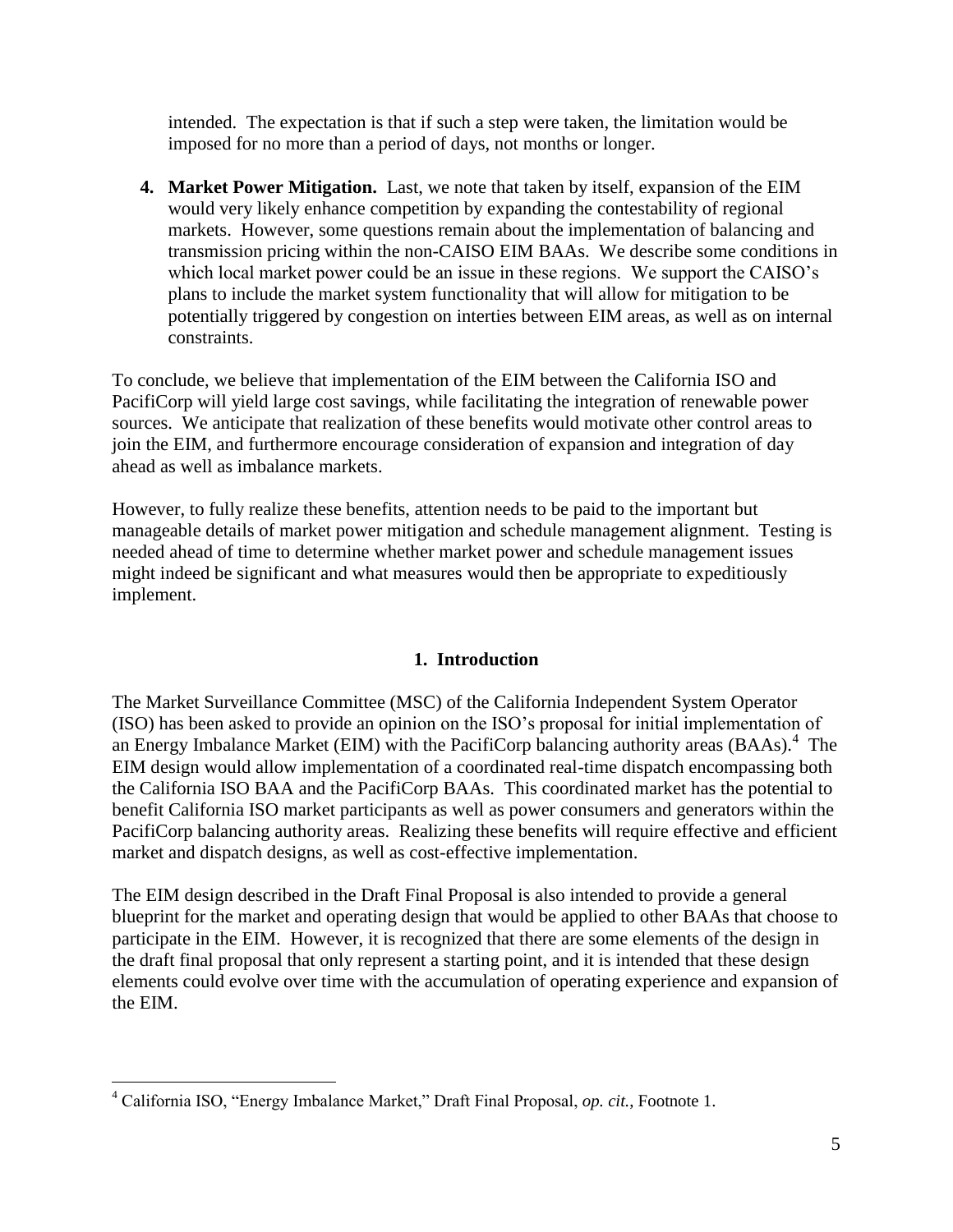intended. The expectation is that if such a step were taken, the limitation would be imposed for no more than a period of days, not months or longer.

4. **Market Power Mitigation.** Last, we note that taken by itself, expansion of the EIM would very likely enhance competition by expanding the contestability of regional markets. However, some questions remain about the implementation of balancing and transmission pricing within the non-CAISO EIM BAAs. We describe some conditions in which local market power could be an issue in these regions. We support the CAISO's plans to include the market system functionality that will allow for mitigation to be potentially triggered by congestion on interties between EIM areas, as well as on internal constraints.

To conclude, we believe that implementation of the EIM between the California ISO and PacifiCorp will yield large cost savings, while facilitating the integration of renewable power sources. We anticipate that realization of these benefits would motivate other control areas to join the EIM, and furthermore encourage consideration of expansion and integration of day ahead as well as imbalance markets.

However, to fully realize these benefits, attention needs to be paid to the important but manageable details of market power mitigation and schedule management alignment. Testing is needed ahead of time to determine whether market power and schedule management issues might indeed be significant and what measures would then be appropriate to expeditiously implement.

## 1. Introduction

The Market Surveillance Committee (MSC) of the California Independent System Operator (ISO) has been asked to provide an opinion on the ISO's proposal for initial implementation of an Energy Imbalance Market (EIM) with the PacifiCorp balancing authority areas (BAAs).[4] The EIM design would allow implementation of a coordinated real-time dispatch encompassing both the California ISO BAA and the PacifiCorp BAAs. This coordinated market has the potential to benefit California ISO market participants as well as power consumers and generators within the PacifiCorp balancing authority areas. Realizing these benefits will require effective and efficient market and dispatch designs, as well as cost-effective implementation.

The EIM design described in the Draft Final Proposal is also intended to provide a general blueprint for the market and operating design that would be applied to other BAAs that choose to participate in the EIM. However, it is recognized that there are some elements of the design in the draft final proposal that only represent a starting point, and it is intended that these design elements could evolve over time with the accumulation of operating experience and expansion of the EIM.

[4] California ISO, "Energy Imbalance Market," Draft Final Proposal, *op. cit.*, Footnote 1.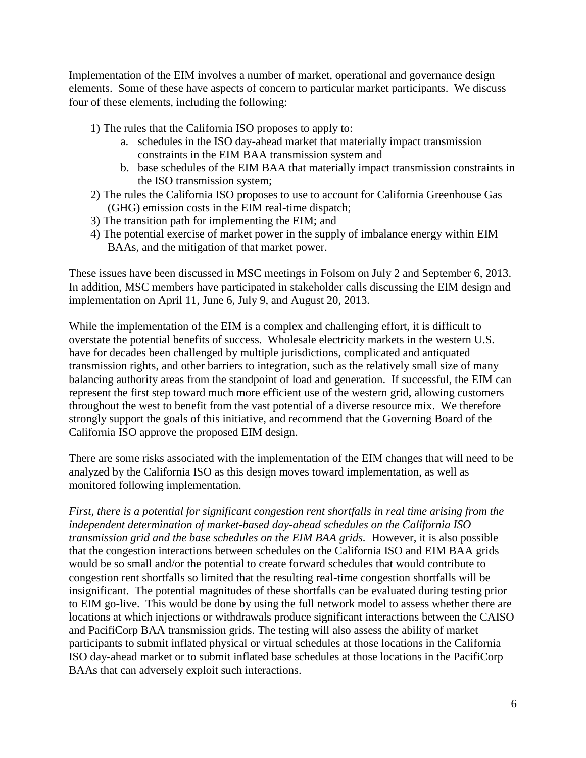Implementation of the EIM involves a number of market, operational and governance design elements. Some of these have aspects of concern to particular market participants. We discuss four of these elements, including the following:

1) The rules that the California ISO proposes to apply to:
    a. schedules in the ISO day-ahead market that materially impact transmission constraints in the EIM BAA transmission system and
    b. base schedules of the EIM BAA that materially impact transmission constraints in the ISO transmission system;
2) The rules the California ISO proposes to use to account for California Greenhouse Gas (GHG) emission costs in the EIM real-time dispatch;
3) The transition path for implementing the EIM; and
4) The potential exercise of market power in the supply of imbalance energy within EIM BAAs, and the mitigation of that market power.

These issues have been discussed in MSC meetings in Folsom on July 2 and September 6, 2013. In addition, MSC members have participated in stakeholder calls discussing the EIM design and implementation on April 11, June 6, July 9, and August 20, 2013.

While the implementation of the EIM is a complex and challenging effort, it is difficult to overstate the potential benefits of success. Wholesale electricity markets in the western U.S. have for decades been challenged by multiple jurisdictions, complicated and antiquated transmission rights, and other barriers to integration, such as the relatively small size of many balancing authority areas from the standpoint of load and generation. If successful, the EIM can represent the first step toward much more efficient use of the western grid, allowing customers throughout the west to benefit from the vast potential of a diverse resource mix. We therefore strongly support the goals of this initiative, and recommend that the Governing Board of the California ISO approve the proposed EIM design.

There are some risks associated with the implementation of the EIM changes that will need to be analyzed by the California ISO as this design moves toward implementation, as well as monitored following implementation.

*First, there is a potential for significant congestion rent shortfalls in real time arising from the independent determination of market-based day-ahead schedules on the California ISO transmission grid and the base schedules on the EIM BAA grids.* However, it is also possible that the congestion interactions between schedules on the California ISO and EIM BAA grids would be so small and/or the potential to create forward schedules that would contribute to congestion rent shortfalls so limited that the resulting real-time congestion shortfalls will be insignificant. The potential magnitudes of these shortfalls can be evaluated during testing prior to EIM go-live. This would be done by using the full network model to assess whether there are locations at which injections or withdrawals produce significant interactions between the CAISO and PacifiCorp BAA transmission grids. The testing will also assess the ability of market participants to submit inflated physical or virtual schedules at those locations in the California ISO day-ahead market or to submit inflated base schedules at those locations in the PacifiCorp BAAs that can adversely exploit such interactions.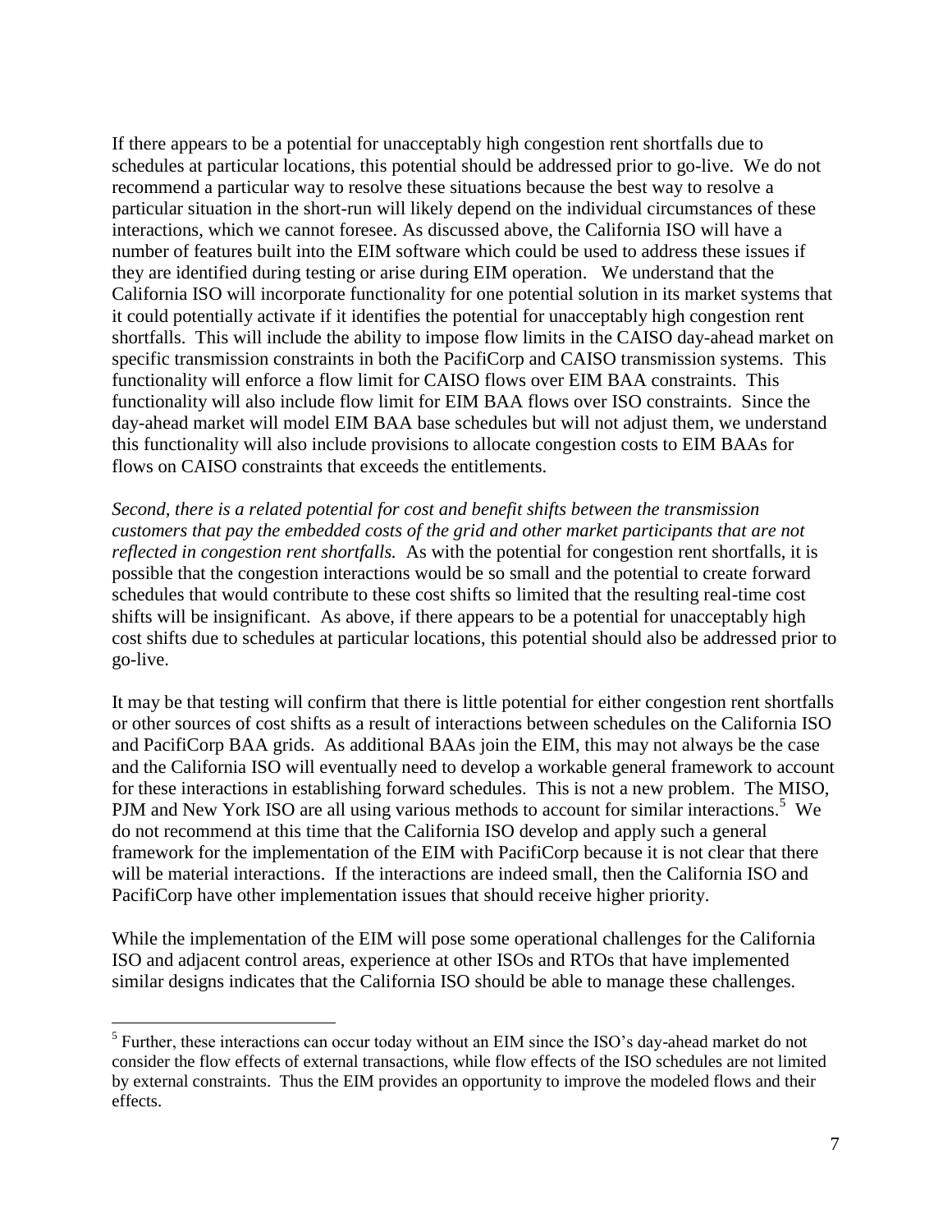If there appears to be a potential for unacceptably high congestion rent shortfalls due to schedules at particular locations, this potential should be addressed prior to go-live. We do not recommend a particular way to resolve these situations because the best way to resolve a particular situation in the short-run will likely depend on the individual circumstances of these interactions, which we cannot foresee. As discussed above, the California ISO will have a number of features built into the EIM software which could be used to address these issues if they are identified during testing or arise during EIM operation. We understand that the California ISO will incorporate functionality for one potential solution in its market systems that it could potentially activate if it identifies the potential for unacceptably high congestion rent shortfalls. This will include the ability to impose flow limits in the CAISO day-ahead market on specific transmission constraints in both the PacifiCorp and CAISO transmission systems. This functionality will enforce a flow limit for CAISO flows over EIM BAA constraints. This functionality will also include flow limit for EIM BAA flows over ISO constraints. Since the day-ahead market will model EIM BAA base schedules but will not adjust them, we understand this functionality will also include provisions to allocate congestion costs to EIM BAAs for flows on CAISO constraints that exceeds the entitlements.

*Second, there is a related potential for cost and benefit shifts between the transmission customers that pay the embedded costs of the grid and other market participants that are not reflected in congestion rent shortfalls.* As with the potential for congestion rent shortfalls, it is possible that the congestion interactions would be so small and the potential to create forward schedules that would contribute to these cost shifts so limited that the resulting real-time cost shifts will be insignificant. As above, if there appears to be a potential for unacceptably high cost shifts due to schedules at particular locations, this potential should also be addressed prior to go-live.

It may be that testing will confirm that there is little potential for either congestion rent shortfalls or other sources of cost shifts as a result of interactions between schedules on the California ISO and PacifiCorp BAA grids. As additional BAAs join the EIM, this may not always be the case and the California ISO will eventually need to develop a workable general framework to account for these interactions in establishing forward schedules. This is not a new problem. The MISO, PJM and New York ISO are all using various methods to account for similar interactions.[5] We do not recommend at this time that the California ISO develop and apply such a general framework for the implementation of the EIM with PacifiCorp because it is not clear that there will be material interactions. If the interactions are indeed small, then the California ISO and PacifiCorp have other implementation issues that should receive higher priority.

While the implementation of the EIM will pose some operational challenges for the California ISO and adjacent control areas, experience at other ISOs and RTOs that have implemented similar designs indicates that the California ISO should be able to manage these challenges.

---

[5] Further, these interactions can occur today without an EIM since the ISO's day-ahead market do not consider the flow effects of external transactions, while flow effects of the ISO schedules are not limited by external constraints. Thus the EIM provides an opportunity to improve the modeled flows and their effects.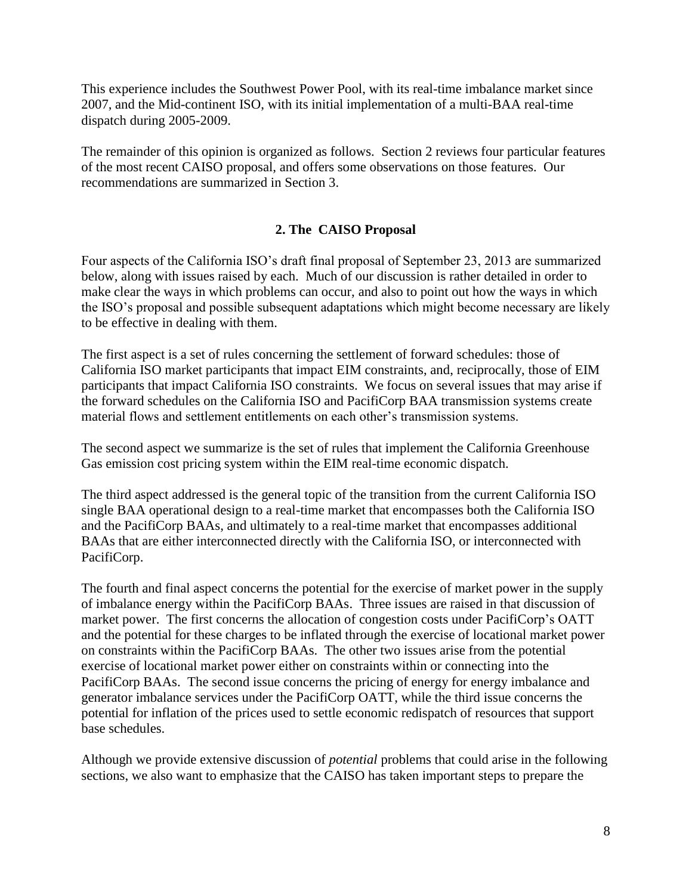This experience includes the Southwest Power Pool, with its real-time imbalance market since 2007, and the Mid-continent ISO, with its initial implementation of a multi-BAA real-time dispatch during 2005-2009.

The remainder of this opinion is organized as follows. Section 2 reviews four particular features of the most recent CAISO proposal, and offers some observations on those features. Our recommendations are summarized in Section 3.

## 2. The CAISO Proposal

Four aspects of the California ISO's draft final proposal of September 23, 2013 are summarized below, along with issues raised by each. Much of our discussion is rather detailed in order to make clear the ways in which problems can occur, and also to point out how the ways in which the ISO's proposal and possible subsequent adaptations which might become necessary are likely to be effective in dealing with them.

The first aspect is a set of rules concerning the settlement of forward schedules: those of California ISO market participants that impact EIM constraints, and, reciprocally, those of EIM participants that impact California ISO constraints. We focus on several issues that may arise if the forward schedules on the California ISO and PacifiCorp BAA transmission systems create material flows and settlement entitlements on each other's transmission systems.

The second aspect we summarize is the set of rules that implement the California Greenhouse Gas emission cost pricing system within the EIM real-time economic dispatch.

The third aspect addressed is the general topic of the transition from the current California ISO single BAA operational design to a real-time market that encompasses both the California ISO and the PacifiCorp BAAs, and ultimately to a real-time market that encompasses additional BAAs that are either interconnected directly with the California ISO, or interconnected with PacifiCorp.

The fourth and final aspect concerns the potential for the exercise of market power in the supply of imbalance energy within the PacifiCorp BAAs. Three issues are raised in that discussion of market power. The first concerns the allocation of congestion costs under PacifiCorp's OATT and the potential for these charges to be inflated through the exercise of locational market power on constraints within the PacifiCorp BAAs. The other two issues arise from the potential exercise of locational market power either on constraints within or connecting into the PacifiCorp BAAs. The second issue concerns the pricing of energy for energy imbalance and generator imbalance services under the PacifiCorp OATT, while the third issue concerns the potential for inflation of the prices used to settle economic redispatch of resources that support base schedules.

Although we provide extensive discussion of *potential* problems that could arise in the following sections, we also want to emphasize that the CAISO has taken important steps to prepare the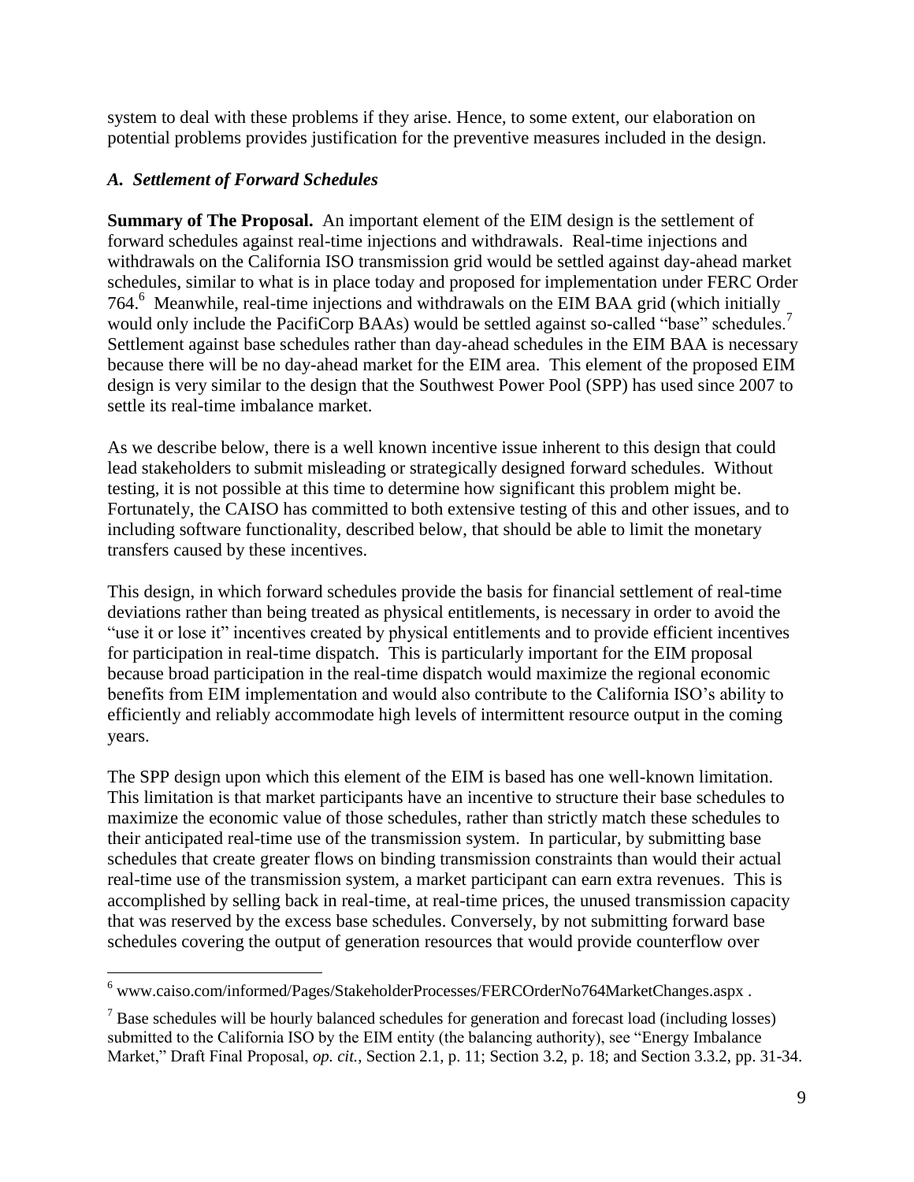system to deal with these problems if they arise. Hence, to some extent, our elaboration on potential problems provides justification for the preventive measures included in the design.

### *A. Settlement of Forward Schedules*

**Summary of The Proposal.** An important element of the EIM design is the settlement of forward schedules against real-time injections and withdrawals. Real-time injections and withdrawals on the California ISO transmission grid would be settled against day-ahead market schedules, similar to what is in place today and proposed for implementation under FERC Order 764.[6] Meanwhile, real-time injections and withdrawals on the EIM BAA grid (which initially would only include the PacifiCorp BAAs) would be settled against so-called "base" schedules.[7] Settlement against base schedules rather than day-ahead schedules in the EIM BAA is necessary because there will be no day-ahead market for the EIM area. This element of the proposed EIM design is very similar to the design that the Southwest Power Pool (SPP) has used since 2007 to settle its real-time imbalance market.

As we describe below, there is a well known incentive issue inherent to this design that could lead stakeholders to submit misleading or strategically designed forward schedules. Without testing, it is not possible at this time to determine how significant this problem might be. Fortunately, the CAISO has committed to both extensive testing of this and other issues, and to including software functionality, described below, that should be able to limit the monetary transfers caused by these incentives.

This design, in which forward schedules provide the basis for financial settlement of real-time deviations rather than being treated as physical entitlements, is necessary in order to avoid the "use it or lose it" incentives created by physical entitlements and to provide efficient incentives for participation in real-time dispatch. This is particularly important for the EIM proposal because broad participation in the real-time dispatch would maximize the regional economic benefits from EIM implementation and would also contribute to the California ISO's ability to efficiently and reliably accommodate high levels of intermittent resource output in the coming years.

The SPP design upon which this element of the EIM is based has one well-known limitation. This limitation is that market participants have an incentive to structure their base schedules to maximize the economic value of those schedules, rather than strictly match these schedules to their anticipated real-time use of the transmission system. In particular, by submitting base schedules that create greater flows on binding transmission constraints than would their actual real-time use of the transmission system, a market participant can earn extra revenues. This is accomplished by selling back in real-time, at real-time prices, the unused transmission capacity that was reserved by the excess base schedules. Conversely, by not submitting forward base schedules covering the output of generation resources that would provide counterflow over

---

[6] www.caiso.com/informed/Pages/StakeholderProcesses/FERCOrderNo764MarketChanges.aspx .

[7] Base schedules will be hourly balanced schedules for generation and forecast load (including losses) submitted to the California ISO by the EIM entity (the balancing authority), see "Energy Imbalance Market," Draft Final Proposal, *op. cit.*, Section 2.1, p. 11; Section 3.2, p. 18; and Section 3.3.2, pp. 31-34.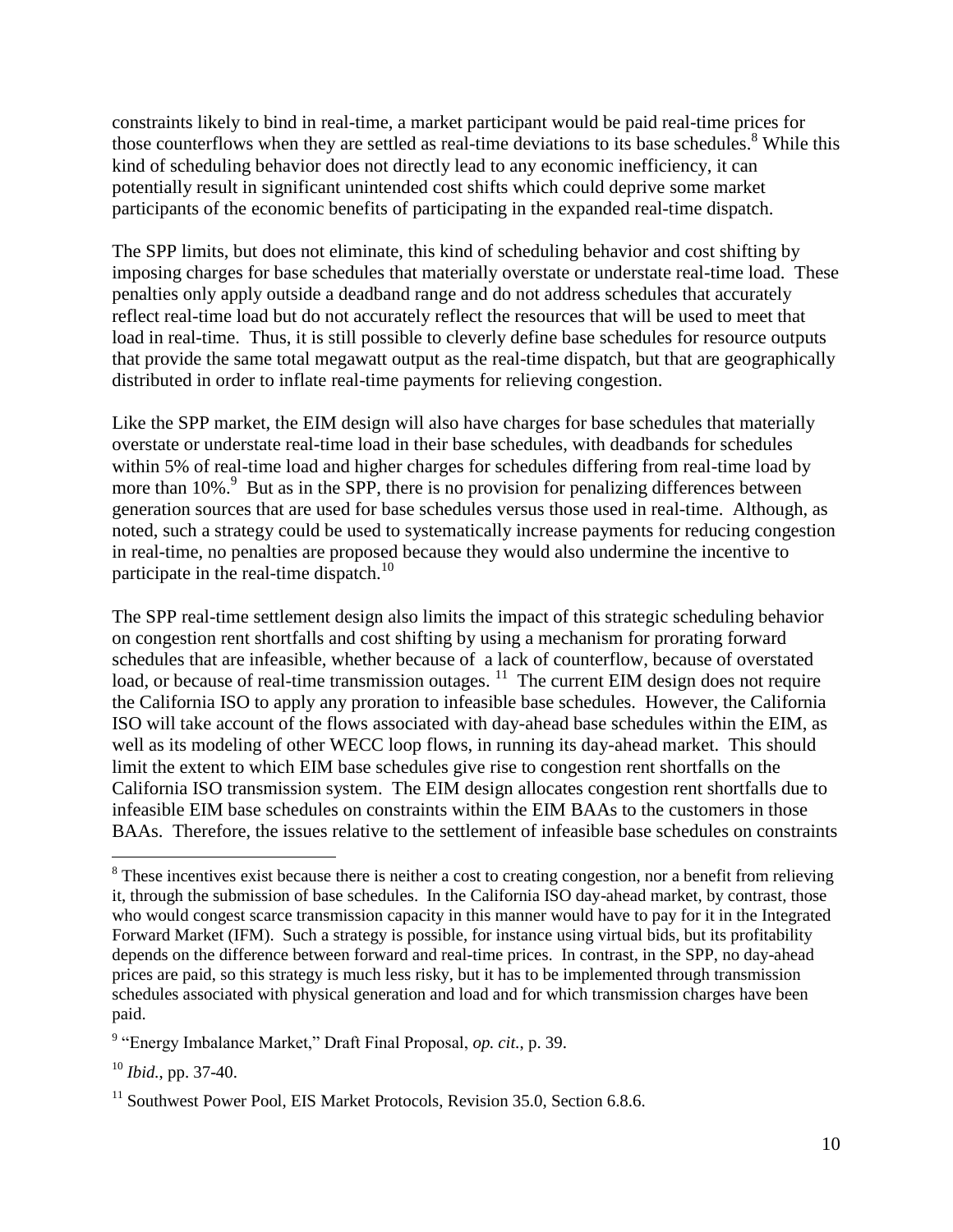constraints likely to bind in real-time, a market participant would be paid real-time prices for those counterflows when they are settled as real-time deviations to its base schedules.[8] While this kind of scheduling behavior does not directly lead to any economic inefficiency, it can potentially result in significant unintended cost shifts which could deprive some market participants of the economic benefits of participating in the expanded real-time dispatch.

The SPP limits, but does not eliminate, this kind of scheduling behavior and cost shifting by imposing charges for base schedules that materially overstate or understate real-time load. These penalties only apply outside a deadband range and do not address schedules that accurately reflect real-time load but do not accurately reflect the resources that will be used to meet that load in real-time. Thus, it is still possible to cleverly define base schedules for resource outputs that provide the same total megawatt output as the real-time dispatch, but that are geographically distributed in order to inflate real-time payments for relieving congestion.

Like the SPP market, the EIM design will also have charges for base schedules that materially overstate or understate real-time load in their base schedules, with deadbands for schedules within 5% of real-time load and higher charges for schedules differing from real-time load by more than 10%.[9] But as in the SPP, there is no provision for penalizing differences between generation sources that are used for base schedules versus those used in real-time. Although, as noted, such a strategy could be used to systematically increase payments for reducing congestion in real-time, no penalties are proposed because they would also undermine the incentive to participate in the real-time dispatch.[10]

The SPP real-time settlement design also limits the impact of this strategic scheduling behavior on congestion rent shortfalls and cost shifting by using a mechanism for prorating forward schedules that are infeasible, whether because of a lack of counterflow, because of overstated load, or because of real-time transmission outages.[11] The current EIM design does not require the California ISO to apply any proration to infeasible base schedules. However, the California ISO will take account of the flows associated with day-ahead base schedules within the EIM, as well as its modeling of other WECC loop flows, in running its day-ahead market. This should limit the extent to which EIM base schedules give rise to congestion rent shortfalls on the California ISO transmission system. The EIM design allocates congestion rent shortfalls due to infeasible EIM base schedules on constraints within the EIM BAAs to the customers in those BAAs. Therefore, the issues relative to the settlement of infeasible base schedules on constraints

---

[8] These incentives exist because there is neither a cost to creating congestion, nor a benefit from relieving it, through the submission of base schedules. In the California ISO day-ahead market, by contrast, those who would congest scarce transmission capacity in this manner would have to pay for it in the Integrated Forward Market (IFM). Such a strategy is possible, for instance using virtual bids, but its profitability depends on the difference between forward and real-time prices. In contrast, in the SPP, no day-ahead prices are paid, so this strategy is much less risky, but it has to be implemented through transmission schedules associated with physical generation and load and for which transmission charges have been paid.

[9] "Energy Imbalance Market," Draft Final Proposal, *op. cit.*, p. 39.

[10] *Ibid.*, pp. 37-40.

[11] Southwest Power Pool, EIS Market Protocols, Revision 35.0, Section 6.8.6.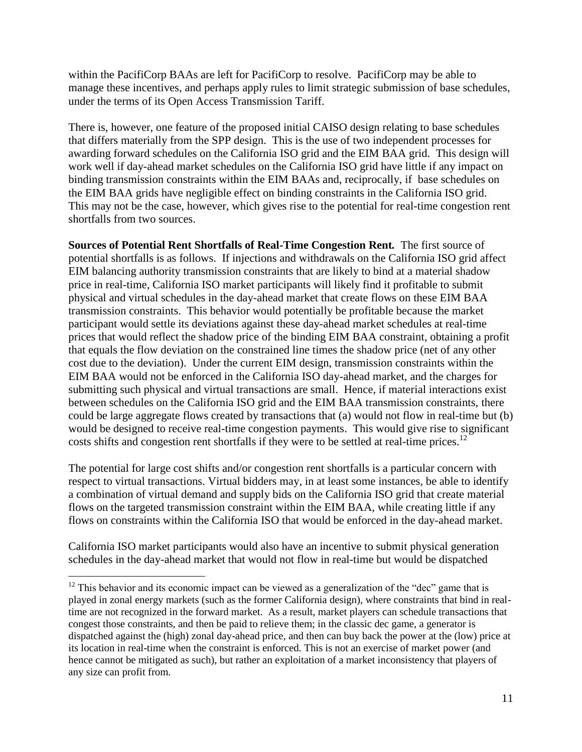within the PacifiCorp BAAs are left for PacifiCorp to resolve. PacifiCorp may be able to manage these incentives, and perhaps apply rules to limit strategic submission of base schedules, under the terms of its Open Access Transmission Tariff.

There is, however, one feature of the proposed initial CAISO design relating to base schedules that differs materially from the SPP design. This is the use of two independent processes for awarding forward schedules on the California ISO grid and the EIM BAA grid. This design will work well if day-ahead market schedules on the California ISO grid have little if any impact on binding transmission constraints within the EIM BAAs and, reciprocally, if base schedules on the EIM BAA grids have negligible effect on binding constraints in the California ISO grid. This may not be the case, however, which gives rise to the potential for real-time congestion rent shortfalls from two sources.

**Sources of Potential Rent Shortfalls of Real-Time Congestion Rent.** The first source of potential shortfalls is as follows. If injections and withdrawals on the California ISO grid affect EIM balancing authority transmission constraints that are likely to bind at a material shadow price in real-time, California ISO market participants will likely find it profitable to submit physical and virtual schedules in the day-ahead market that create flows on these EIM BAA transmission constraints. This behavior would potentially be profitable because the market participant would settle its deviations against these day-ahead market schedules at real-time prices that would reflect the shadow price of the binding EIM BAA constraint, obtaining a profit that equals the flow deviation on the constrained line times the shadow price (net of any other cost due to the deviation). Under the current EIM design, transmission constraints within the EIM BAA would not be enforced in the California ISO day-ahead market, and the charges for submitting such physical and virtual transactions are small. Hence, if material interactions exist between schedules on the California ISO grid and the EIM BAA transmission constraints, there could be large aggregate flows created by transactions that (a) would not flow in real-time but (b) would be designed to receive real-time congestion payments. This would give rise to significant costs shifts and congestion rent shortfalls if they were to be settled at real-time prices.[12]

The potential for large cost shifts and/or congestion rent shortfalls is a particular concern with respect to virtual transactions. Virtual bidders may, in at least some instances, be able to identify a combination of virtual demand and supply bids on the California ISO grid that create material flows on the targeted transmission constraint within the EIM BAA, while creating little if any flows on constraints within the California ISO that would be enforced in the day-ahead market.

California ISO market participants would also have an incentive to submit physical generation schedules in the day-ahead market that would not flow in real-time but would be dispatched

---

[12] This behavior and its economic impact can be viewed as a generalization of the "dec" game that is played in zonal energy markets (such as the former California design), where constraints that bind in real-time are not recognized in the forward market. As a result, market players can schedule transactions that congest those constraints, and then be paid to relieve them; in the classic dec game, a generator is dispatched against the (high) zonal day-ahead price, and then can buy back the power at the (low) price at its location in real-time when the constraint is enforced. This is not an exercise of market power (and hence cannot be mitigated as such), but rather an exploitation of a market inconsistency that players of any size can profit from.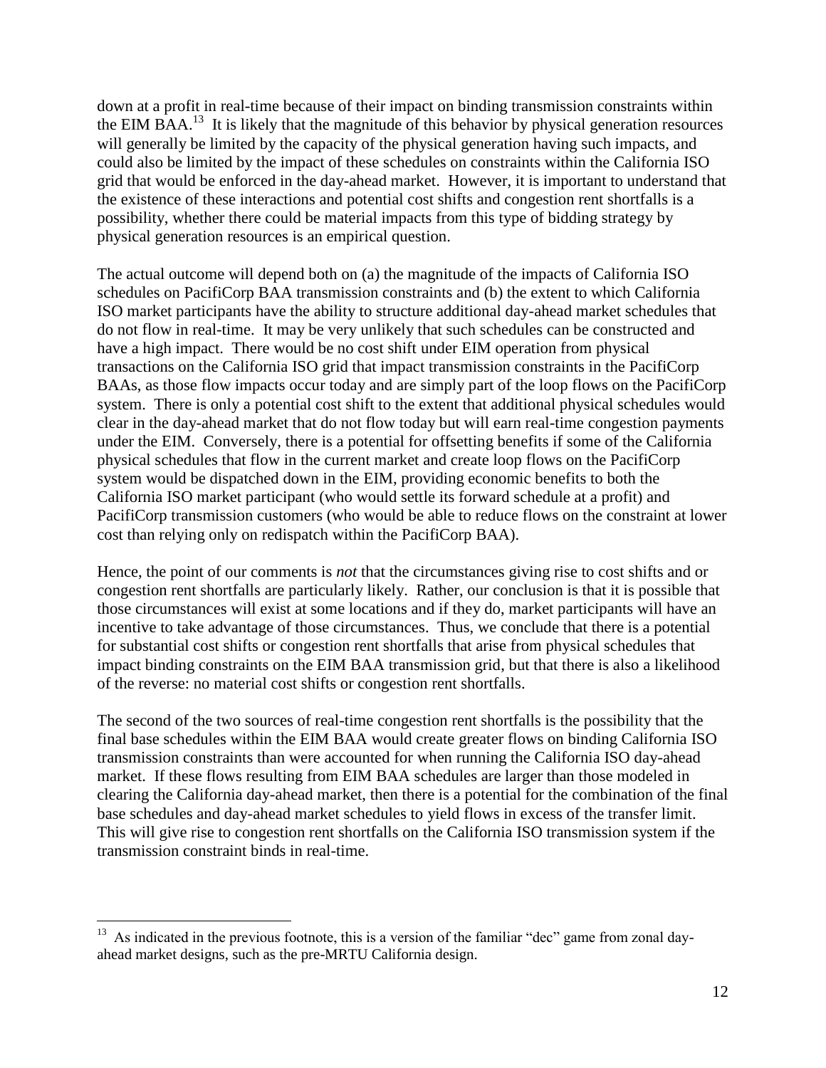down at a profit in real-time because of their impact on binding transmission constraints within the EIM BAA.[13] It is likely that the magnitude of this behavior by physical generation resources will generally be limited by the capacity of the physical generation having such impacts, and could also be limited by the impact of these schedules on constraints within the California ISO grid that would be enforced in the day-ahead market. However, it is important to understand that the existence of these interactions and potential cost shifts and congestion rent shortfalls is a possibility, whether there could be material impacts from this type of bidding strategy by physical generation resources is an empirical question.

The actual outcome will depend both on (a) the magnitude of the impacts of California ISO schedules on PacifiCorp BAA transmission constraints and (b) the extent to which California ISO market participants have the ability to structure additional day-ahead market schedules that do not flow in real-time. It may be very unlikely that such schedules can be constructed and have a high impact. There would be no cost shift under EIM operation from physical transactions on the California ISO grid that impact transmission constraints in the PacifiCorp BAAs, as those flow impacts occur today and are simply part of the loop flows on the PacifiCorp system. There is only a potential cost shift to the extent that additional physical schedules would clear in the day-ahead market that do not flow today but will earn real-time congestion payments under the EIM. Conversely, there is a potential for offsetting benefits if some of the California physical schedules that flow in the current market and create loop flows on the PacifiCorp system would be dispatched down in the EIM, providing economic benefits to both the California ISO market participant (who would settle its forward schedule at a profit) and PacifiCorp transmission customers (who would be able to reduce flows on the constraint at lower cost than relying only on redispatch within the PacifiCorp BAA).

Hence, the point of our comments is *not* that the circumstances giving rise to cost shifts and or congestion rent shortfalls are particularly likely. Rather, our conclusion is that it is possible that those circumstances will exist at some locations and if they do, market participants will have an incentive to take advantage of those circumstances. Thus, we conclude that there is a potential for substantial cost shifts or congestion rent shortfalls that arise from physical schedules that impact binding constraints on the EIM BAA transmission grid, but that there is also a likelihood of the reverse: no material cost shifts or congestion rent shortfalls.

The second of the two sources of real-time congestion rent shortfalls is the possibility that the final base schedules within the EIM BAA would create greater flows on binding California ISO transmission constraints than were accounted for when running the California ISO day-ahead market. If these flows resulting from EIM BAA schedules are larger than those modeled in clearing the California day-ahead market, then there is a potential for the combination of the final base schedules and day-ahead market schedules to yield flows in excess of the transfer limit. This will give rise to congestion rent shortfalls on the California ISO transmission system if the transmission constraint binds in real-time.

---

[13] As indicated in the previous footnote, this is a version of the familiar "dec" game from zonal day-ahead market designs, such as the pre-MRTU California design.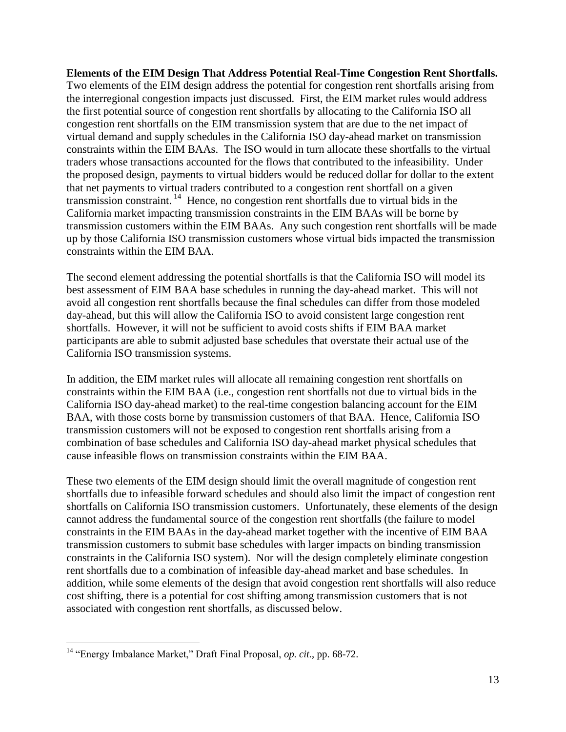**Elements of the EIM Design That Address Potential Real-Time Congestion Rent Shortfalls.** Two elements of the EIM design address the potential for congestion rent shortfalls arising from the interregional congestion impacts just discussed. First, the EIM market rules would address the first potential source of congestion rent shortfalls by allocating to the California ISO all congestion rent shortfalls on the EIM transmission system that are due to the net impact of virtual demand and supply schedules in the California ISO day-ahead market on transmission constraints within the EIM BAAs. The ISO would in turn allocate these shortfalls to the virtual traders whose transactions accounted for the flows that contributed to the infeasibility. Under the proposed design, payments to virtual bidders would be reduced dollar for dollar to the extent that net payments to virtual traders contributed to a congestion rent shortfall on a given transmission constraint.[14] Hence, no congestion rent shortfalls due to virtual bids in the California market impacting transmission constraints in the EIM BAAs will be borne by transmission customers within the EIM BAAs. Any such congestion rent shortfalls will be made up by those California ISO transmission customers whose virtual bids impacted the transmission constraints within the EIM BAA.

The second element addressing the potential shortfalls is that the California ISO will model its best assessment of EIM BAA base schedules in running the day-ahead market. This will not avoid all congestion rent shortfalls because the final schedules can differ from those modeled day-ahead, but this will allow the California ISO to avoid consistent large congestion rent shortfalls. However, it will not be sufficient to avoid costs shifts if EIM BAA market participants are able to submit adjusted base schedules that overstate their actual use of the California ISO transmission systems.

In addition, the EIM market rules will allocate all remaining congestion rent shortfalls on constraints within the EIM BAA (i.e., congestion rent shortfalls not due to virtual bids in the California ISO day-ahead market) to the real-time congestion balancing account for the EIM BAA, with those costs borne by transmission customers of that BAA. Hence, California ISO transmission customers will not be exposed to congestion rent shortfalls arising from a combination of base schedules and California ISO day-ahead market physical schedules that cause infeasible flows on transmission constraints within the EIM BAA.

These two elements of the EIM design should limit the overall magnitude of congestion rent shortfalls due to infeasible forward schedules and should also limit the impact of congestion rent shortfalls on California ISO transmission customers. Unfortunately, these elements of the design cannot address the fundamental source of the congestion rent shortfalls (the failure to model constraints in the EIM BAAs in the day-ahead market together with the incentive of EIM BAA transmission customers to submit base schedules with larger impacts on binding transmission constraints in the California ISO system). Nor will the design completely eliminate congestion rent shortfalls due to a combination of infeasible day-ahead market and base schedules. In addition, while some elements of the design that avoid congestion rent shortfalls will also reduce cost shifting, there is a potential for cost shifting among transmission customers that is not associated with congestion rent shortfalls, as discussed below.

---

[14] "Energy Imbalance Market," Draft Final Proposal, *op. cit.*, pp. 68-72.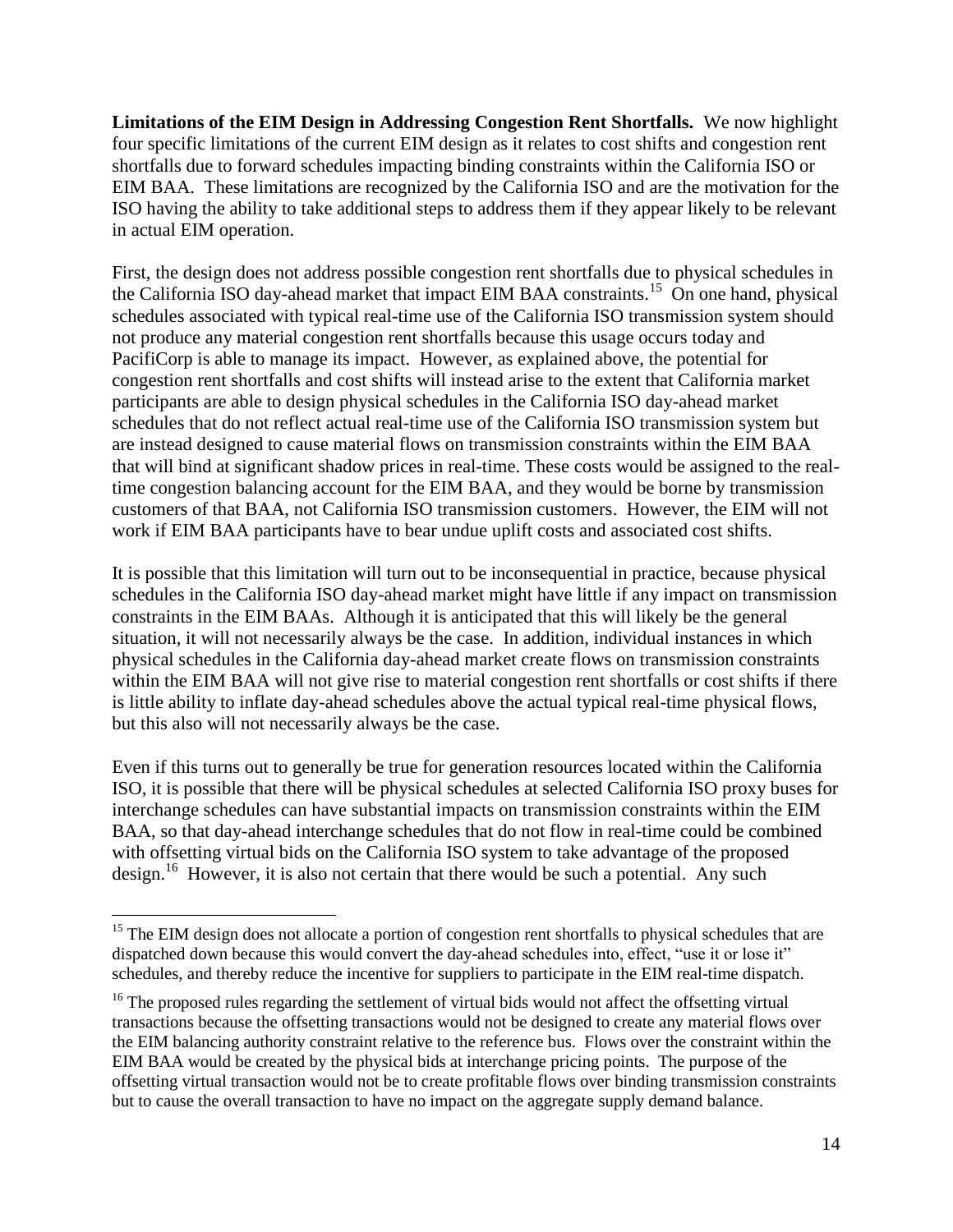**Limitations of the EIM Design in Addressing Congestion Rent Shortfalls.** We now highlight four specific limitations of the current EIM design as it relates to cost shifts and congestion rent shortfalls due to forward schedules impacting binding constraints within the California ISO or EIM BAA. These limitations are recognized by the California ISO and are the motivation for the ISO having the ability to take additional steps to address them if they appear likely to be relevant in actual EIM operation.

First, the design does not address possible congestion rent shortfalls due to physical schedules in the California ISO day-ahead market that impact EIM BAA constraints.[15] On one hand, physical schedules associated with typical real-time use of the California ISO transmission system should not produce any material congestion rent shortfalls because this usage occurs today and PacifiCorp is able to manage its impact. However, as explained above, the potential for congestion rent shortfalls and cost shifts will instead arise to the extent that California market participants are able to design physical schedules in the California ISO day-ahead market schedules that do not reflect actual real-time use of the California ISO transmission system but are instead designed to cause material flows on transmission constraints within the EIM BAA that will bind at significant shadow prices in real-time. These costs would be assigned to the real-time congestion balancing account for the EIM BAA, and they would be borne by transmission customers of that BAA, not California ISO transmission customers. However, the EIM will not work if EIM BAA participants have to bear undue uplift costs and associated cost shifts.

It is possible that this limitation will turn out to be inconsequential in practice, because physical schedules in the California ISO day-ahead market might have little if any impact on transmission constraints in the EIM BAAs. Although it is anticipated that this will likely be the general situation, it will not necessarily always be the case. In addition, individual instances in which physical schedules in the California day-ahead market create flows on transmission constraints within the EIM BAA will not give rise to material congestion rent shortfalls or cost shifts if there is little ability to inflate day-ahead schedules above the actual typical real-time physical flows, but this also will not necessarily always be the case.

Even if this turns out to generally be true for generation resources located within the California ISO, it is possible that there will be physical schedules at selected California ISO proxy buses for interchange schedules can have substantial impacts on transmission constraints within the EIM BAA, so that day-ahead interchange schedules that do not flow in real-time could be combined with offsetting virtual bids on the California ISO system to take advantage of the proposed design.[16] However, it is also not certain that there would be such a potential. Any such

---

[15] The EIM design does not allocate a portion of congestion rent shortfalls to physical schedules that are dispatched down because this would convert the day-ahead schedules into, effect, "use it or lose it" schedules, and thereby reduce the incentive for suppliers to participate in the EIM real-time dispatch.

[16] The proposed rules regarding the settlement of virtual bids would not affect the offsetting virtual transactions because the offsetting transactions would not be designed to create any material flows over the EIM balancing authority constraint relative to the reference bus. Flows over the constraint within the EIM BAA would be created by the physical bids at interchange pricing points. The purpose of the offsetting virtual transaction would not be to create profitable flows over binding transmission constraints but to cause the overall transaction to have no impact on the aggregate supply demand balance.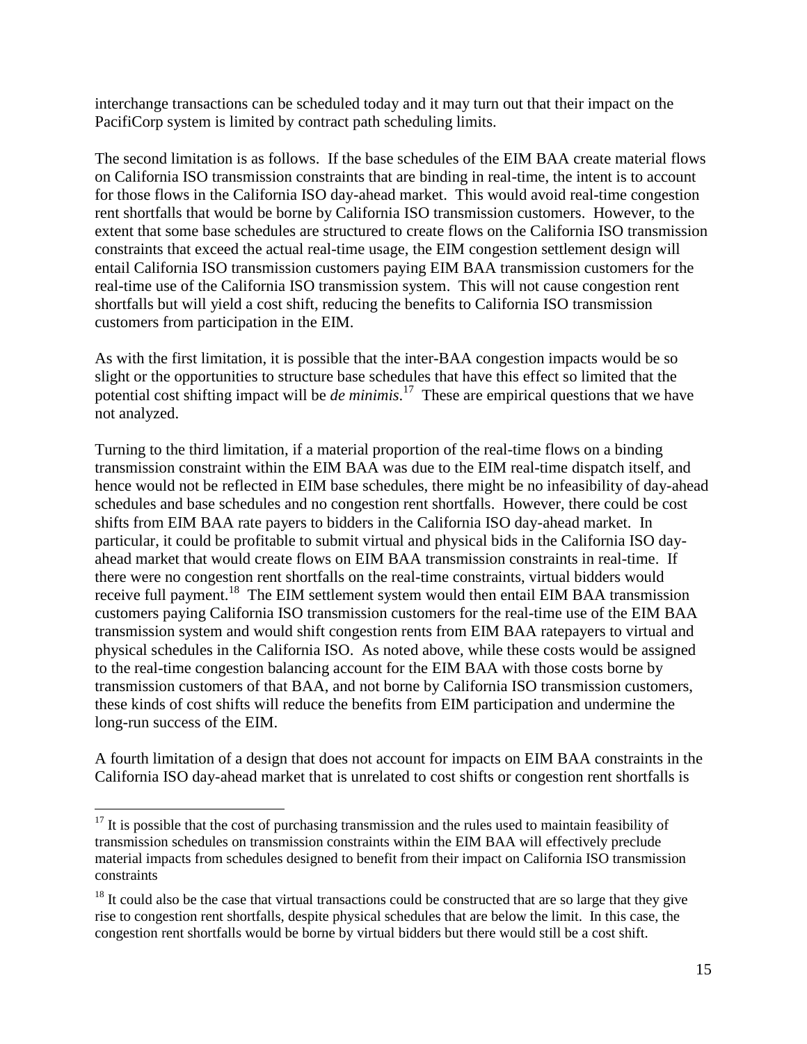interchange transactions can be scheduled today and it may turn out that their impact on the PacifiCorp system is limited by contract path scheduling limits.

The second limitation is as follows. If the base schedules of the EIM BAA create material flows on California ISO transmission constraints that are binding in real-time, the intent is to account for those flows in the California ISO day-ahead market. This would avoid real-time congestion rent shortfalls that would be borne by California ISO transmission customers. However, to the extent that some base schedules are structured to create flows on the California ISO transmission constraints that exceed the actual real-time usage, the EIM congestion settlement design will entail California ISO transmission customers paying EIM BAA transmission customers for the real-time use of the California ISO transmission system. This will not cause congestion rent shortfalls but will yield a cost shift, reducing the benefits to California ISO transmission customers from participation in the EIM.

As with the first limitation, it is possible that the inter-BAA congestion impacts would be so slight or the opportunities to structure base schedules that have this effect so limited that the potential cost shifting impact will be *de minimis*.[17] These are empirical questions that we have not analyzed.

Turning to the third limitation, if a material proportion of the real-time flows on a binding transmission constraint within the EIM BAA was due to the EIM real-time dispatch itself, and hence would not be reflected in EIM base schedules, there might be no infeasibility of day-ahead schedules and base schedules and no congestion rent shortfalls. However, there could be cost shifts from EIM BAA rate payers to bidders in the California ISO day-ahead market. In particular, it could be profitable to submit virtual and physical bids in the California ISO day-ahead market that would create flows on EIM BAA transmission constraints in real-time. If there were no congestion rent shortfalls on the real-time constraints, virtual bidders would receive full payment.[18] The EIM settlement system would then entail EIM BAA transmission customers paying California ISO transmission customers for the real-time use of the EIM BAA transmission system and would shift congestion rents from EIM BAA ratepayers to virtual and physical schedules in the California ISO. As noted above, while these costs would be assigned to the real-time congestion balancing account for the EIM BAA with those costs borne by transmission customers of that BAA, and not borne by California ISO transmission customers, these kinds of cost shifts will reduce the benefits from EIM participation and undermine the long-run success of the EIM.

A fourth limitation of a design that does not account for impacts on EIM BAA constraints in the California ISO day-ahead market that is unrelated to cost shifts or congestion rent shortfalls is

---

[17] It is possible that the cost of purchasing transmission and the rules used to maintain feasibility of transmission schedules on transmission constraints within the EIM BAA will effectively preclude material impacts from schedules designed to benefit from their impact on California ISO transmission constraints

[18] It could also be the case that virtual transactions could be constructed that are so large that they give rise to congestion rent shortfalls, despite physical schedules that are below the limit. In this case, the congestion rent shortfalls would be borne by virtual bidders but there would still be a cost shift.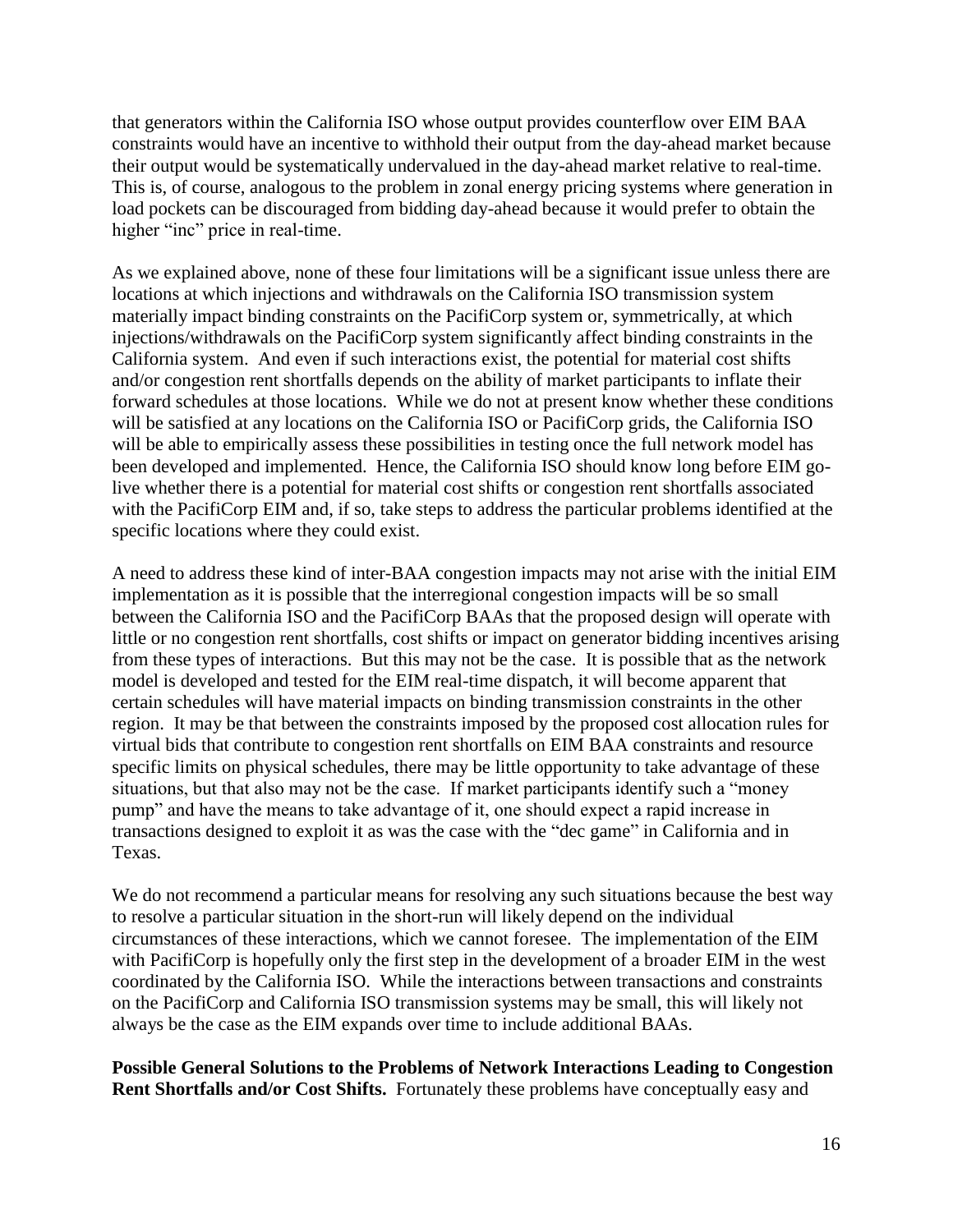that generators within the California ISO whose output provides counterflow over EIM BAA constraints would have an incentive to withhold their output from the day-ahead market because their output would be systematically undervalued in the day-ahead market relative to real-time. This is, of course, analogous to the problem in zonal energy pricing systems where generation in load pockets can be discouraged from bidding day-ahead because it would prefer to obtain the higher "inc" price in real-time.

As we explained above, none of these four limitations will be a significant issue unless there are locations at which injections and withdrawals on the California ISO transmission system materially impact binding constraints on the PacifiCorp system or, symmetrically, at which injections/withdrawals on the PacifiCorp system significantly affect binding constraints in the California system. And even if such interactions exist, the potential for material cost shifts and/or congestion rent shortfalls depends on the ability of market participants to inflate their forward schedules at those locations. While we do not at present know whether these conditions will be satisfied at any locations on the California ISO or PacifiCorp grids, the California ISO will be able to empirically assess these possibilities in testing once the full network model has been developed and implemented. Hence, the California ISO should know long before EIM go-live whether there is a potential for material cost shifts or congestion rent shortfalls associated with the PacifiCorp EIM and, if so, take steps to address the particular problems identified at the specific locations where they could exist.

A need to address these kind of inter-BAA congestion impacts may not arise with the initial EIM implementation as it is possible that the interregional congestion impacts will be so small between the California ISO and the PacifiCorp BAAs that the proposed design will operate with little or no congestion rent shortfalls, cost shifts or impact on generator bidding incentives arising from these types of interactions. But this may not be the case. It is possible that as the network model is developed and tested for the EIM real-time dispatch, it will become apparent that certain schedules will have material impacts on binding transmission constraints in the other region. It may be that between the constraints imposed by the proposed cost allocation rules for virtual bids that contribute to congestion rent shortfalls on EIM BAA constraints and resource specific limits on physical schedules, there may be little opportunity to take advantage of these situations, but that also may not be the case. If market participants identify such a "money pump" and have the means to take advantage of it, one should expect a rapid increase in transactions designed to exploit it as was the case with the "dec game" in California and in Texas.

We do not recommend a particular means for resolving any such situations because the best way to resolve a particular situation in the short-run will likely depend on the individual circumstances of these interactions, which we cannot foresee. The implementation of the EIM with PacifiCorp is hopefully only the first step in the development of a broader EIM in the west coordinated by the California ISO. While the interactions between transactions and constraints on the PacifiCorp and California ISO transmission systems may be small, this will likely not always be the case as the EIM expands over time to include additional BAAs.

**Possible General Solutions to the Problems of Network Interactions Leading to Congestion Rent Shortfalls and/or Cost Shifts.** Fortunately these problems have conceptually easy and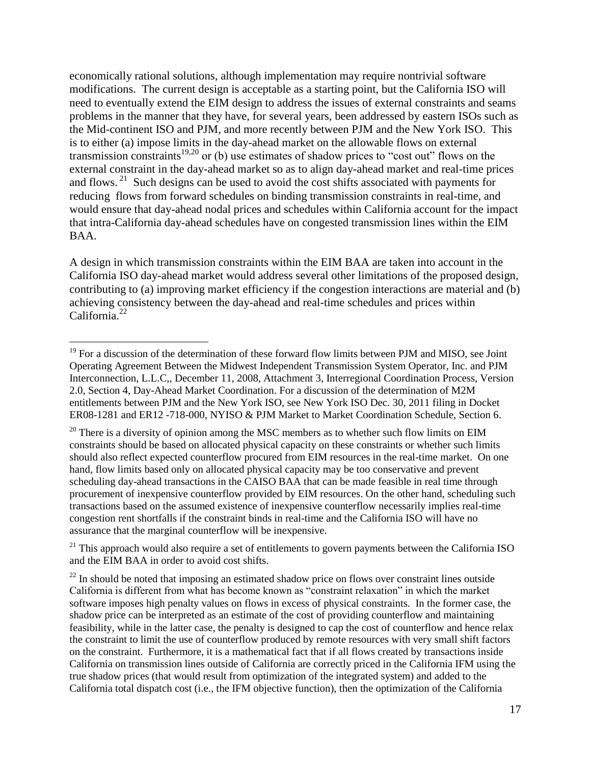economically rational solutions, although implementation may require nontrivial software modifications. The current design is acceptable as a starting point, but the California ISO will need to eventually extend the EIM design to address the issues of external constraints and seams problems in the manner that they have, for several years, been addressed by eastern ISOs such as the Mid-continent ISO and PJM, and more recently between PJM and the New York ISO. This is to either (a) impose limits in the day-ahead market on the allowable flows on external transmission constraints[19,20] or (b) use estimates of shadow prices to "cost out" flows on the external constraint in the day-ahead market so as to align day-ahead market and real-time prices and flows.[21] Such designs can be used to avoid the cost shifts associated with payments for reducing flows from forward schedules on binding transmission constraints in real-time, and would ensure that day-ahead nodal prices and schedules within California account for the impact that intra-California day-ahead schedules have on congested transmission lines within the EIM BAA.

A design in which transmission constraints within the EIM BAA are taken into account in the California ISO day-ahead market would address several other limitations of the proposed design, contributing to (a) improving market efficiency if the congestion interactions are material and (b) achieving consistency between the day-ahead and real-time schedules and prices within California.[22]

---

[19] For a discussion of the determination of these forward flow limits between PJM and MISO, see Joint Operating Agreement Between the Midwest Independent Transmission System Operator, Inc. and PJM Interconnection, L.L.C,, December 11, 2008, Attachment 3, Interregional Coordination Process, Version 2.0, Section 4, Day-Ahead Market Coordination. For a discussion of the determination of M2M entitlements between PJM and the New York ISO, see New York ISO Dec. 30, 2011 filing in Docket ER08-1281 and ER12 -718-000, NYISO & PJM Market to Market Coordination Schedule, Section 6.

[20] There is a diversity of opinion among the MSC members as to whether such flow limits on EIM constraints should be based on allocated physical capacity on these constraints or whether such limits should also reflect expected counterflow procured from EIM resources in the real-time market. On one hand, flow limits based only on allocated physical capacity may be too conservative and prevent scheduling day-ahead transactions in the CAISO BAA that can be made feasible in real time through procurement of inexpensive counterflow provided by EIM resources. On the other hand, scheduling such transactions based on the assumed existence of inexpensive counterflow necessarily implies real-time congestion rent shortfalls if the constraint binds in real-time and the California ISO will have no assurance that the marginal counterflow will be inexpensive.

[21] This approach would also require a set of entitlements to govern payments between the California ISO and the EIM BAA in order to avoid cost shifts.

[22] In should be noted that imposing an estimated shadow price on flows over constraint lines outside California is different from what has become known as "constraint relaxation" in which the market software imposes high penalty values on flows in excess of physical constraints. In the former case, the shadow price can be interpreted as an estimate of the cost of providing counterflow and maintaining feasibility, while in the latter case, the penalty is designed to cap the cost of counterflow and hence relax the constraint to limit the use of counterflow produced by remote resources with very small shift factors on the constraint. Furthermore, it is a mathematical fact that if all flows created by transactions inside California on transmission lines outside of California are correctly priced in the California IFM using the true shadow prices (that would result from optimization of the integrated system) and added to the California total dispatch cost (i.e., the IFM objective function), then the optimization of the California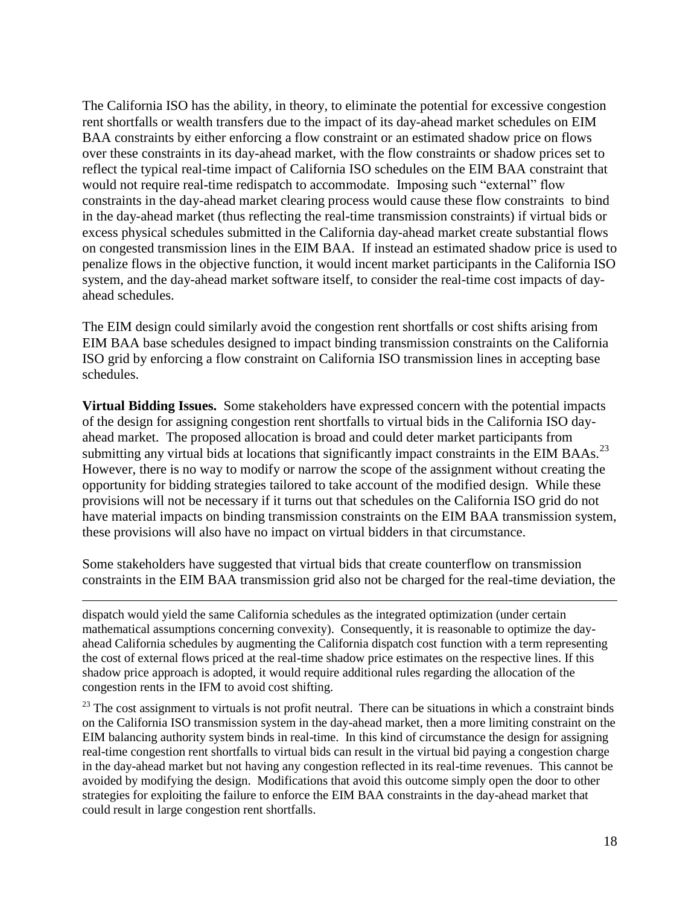The California ISO has the ability, in theory, to eliminate the potential for excessive congestion rent shortfalls or wealth transfers due to the impact of its day-ahead market schedules on EIM BAA constraints by either enforcing a flow constraint or an estimated shadow price on flows over these constraints in its day-ahead market, with the flow constraints or shadow prices set to reflect the typical real-time impact of California ISO schedules on the EIM BAA constraint that would not require real-time redispatch to accommodate. Imposing such "external" flow constraints in the day-ahead market clearing process would cause these flow constraints to bind in the day-ahead market (thus reflecting the real-time transmission constraints) if virtual bids or excess physical schedules submitted in the California day-ahead market create substantial flows on congested transmission lines in the EIM BAA. If instead an estimated shadow price is used to penalize flows in the objective function, it would incent market participants in the California ISO system, and the day-ahead market software itself, to consider the real-time cost impacts of day-ahead schedules.

The EIM design could similarly avoid the congestion rent shortfalls or cost shifts arising from EIM BAA base schedules designed to impact binding transmission constraints on the California ISO grid by enforcing a flow constraint on California ISO transmission lines in accepting base schedules.

**Virtual Bidding Issues.** Some stakeholders have expressed concern with the potential impacts of the design for assigning congestion rent shortfalls to virtual bids in the California ISO day-ahead market. The proposed allocation is broad and could deter market participants from submitting any virtual bids at locations that significantly impact constraints in the EIM BAAs.[23] However, there is no way to modify or narrow the scope of the assignment without creating the opportunity for bidding strategies tailored to take account of the modified design. While these provisions will not be necessary if it turns out that schedules on the California ISO grid do not have material impacts on binding transmission constraints on the EIM BAA transmission system, these provisions will also have no impact on virtual bidders in that circumstance.

Some stakeholders have suggested that virtual bids that create counterflow on transmission constraints in the EIM BAA transmission grid also not be charged for the real-time deviation, the

---

dispatch would yield the same California schedules as the integrated optimization (under certain mathematical assumptions concerning convexity). Consequently, it is reasonable to optimize the day-ahead California schedules by augmenting the California dispatch cost function with a term representing the cost of external flows priced at the real-time shadow price estimates on the respective lines. If this shadow price approach is adopted, it would require additional rules regarding the allocation of the congestion rents in the IFM to avoid cost shifting.

[23] The cost assignment to virtuals is not profit neutral. There can be situations in which a constraint binds on the California ISO transmission system in the day-ahead market, then a more limiting constraint on the EIM balancing authority system binds in real-time. In this kind of circumstance the design for assigning real-time congestion rent shortfalls to virtual bids can result in the virtual bid paying a congestion charge in the day-ahead market but not having any congestion reflected in its real-time revenues. This cannot be avoided by modifying the design. Modifications that avoid this outcome simply open the door to other strategies for exploiting the failure to enforce the EIM BAA constraints in the day-ahead market that could result in large congestion rent shortfalls.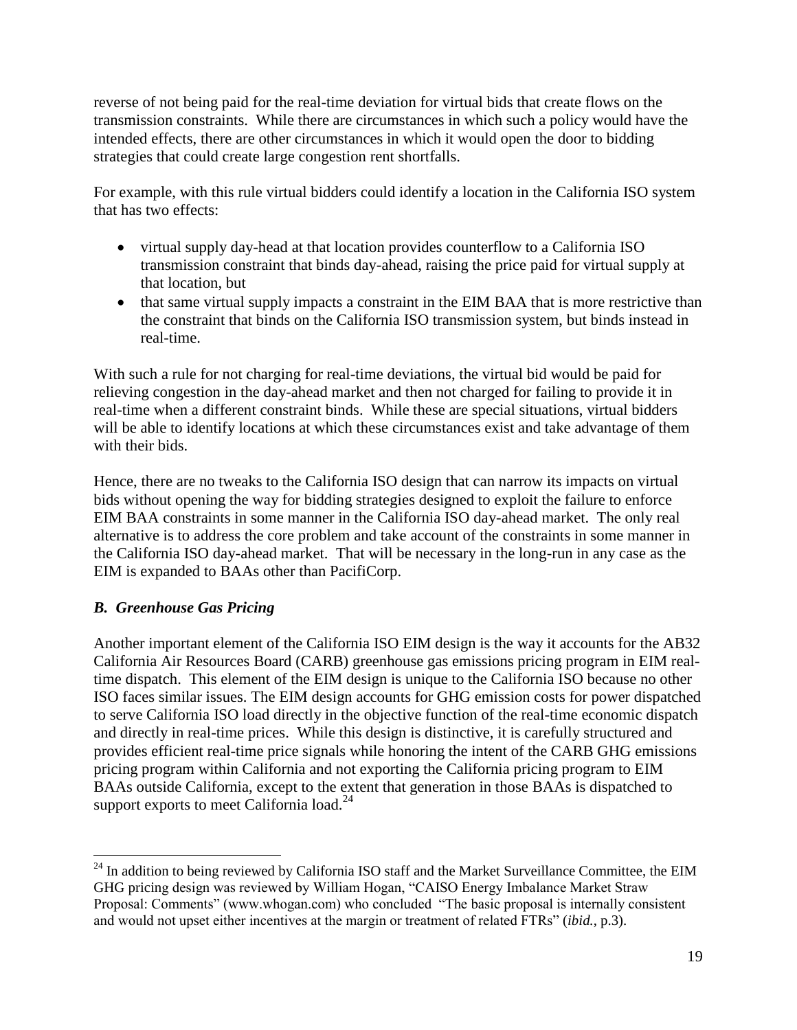reverse of not being paid for the real-time deviation for virtual bids that create flows on the transmission constraints. While there are circumstances in which such a policy would have the intended effects, there are other circumstances in which it would open the door to bidding strategies that could create large congestion rent shortfalls.

For example, with this rule virtual bidders could identify a location in the California ISO system that has two effects:

- virtual supply day-head at that location provides counterflow to a California ISO transmission constraint that binds day-ahead, raising the price paid for virtual supply at that location, but
- that same virtual supply impacts a constraint in the EIM BAA that is more restrictive than the constraint that binds on the California ISO transmission system, but binds instead in real-time.

With such a rule for not charging for real-time deviations, the virtual bid would be paid for relieving congestion in the day-ahead market and then not charged for failing to provide it in real-time when a different constraint binds. While these are special situations, virtual bidders will be able to identify locations at which these circumstances exist and take advantage of them with their bids.

Hence, there are no tweaks to the California ISO design that can narrow its impacts on virtual bids without opening the way for bidding strategies designed to exploit the failure to enforce EIM BAA constraints in some manner in the California ISO day-ahead market. The only real alternative is to address the core problem and take account of the constraints in some manner in the California ISO day-ahead market. That will be necessary in the long-run in any case as the EIM is expanded to BAAs other than PacifiCorp.

### *B. Greenhouse Gas Pricing*

Another important element of the California ISO EIM design is the way it accounts for the AB32 California Air Resources Board (CARB) greenhouse gas emissions pricing program in EIM real-time dispatch. This element of the EIM design is unique to the California ISO because no other ISO faces similar issues. The EIM design accounts for GHG emission costs for power dispatched to serve California ISO load directly in the objective function of the real-time economic dispatch and directly in real-time prices. While this design is distinctive, it is carefully structured and provides efficient real-time price signals while honoring the intent of the CARB GHG emissions pricing program within California and not exporting the California pricing program to EIM BAAs outside California, except to the extent that generation in those BAAs is dispatched to support exports to meet California load.[24]

---

[24] In addition to being reviewed by California ISO staff and the Market Surveillance Committee, the EIM GHG pricing design was reviewed by William Hogan, "CAISO Energy Imbalance Market Straw Proposal: Comments" (www.whogan.com) who concluded "The basic proposal is internally consistent and would not upset either incentives at the margin or treatment of related FTRs" (*ibid.*, p.3).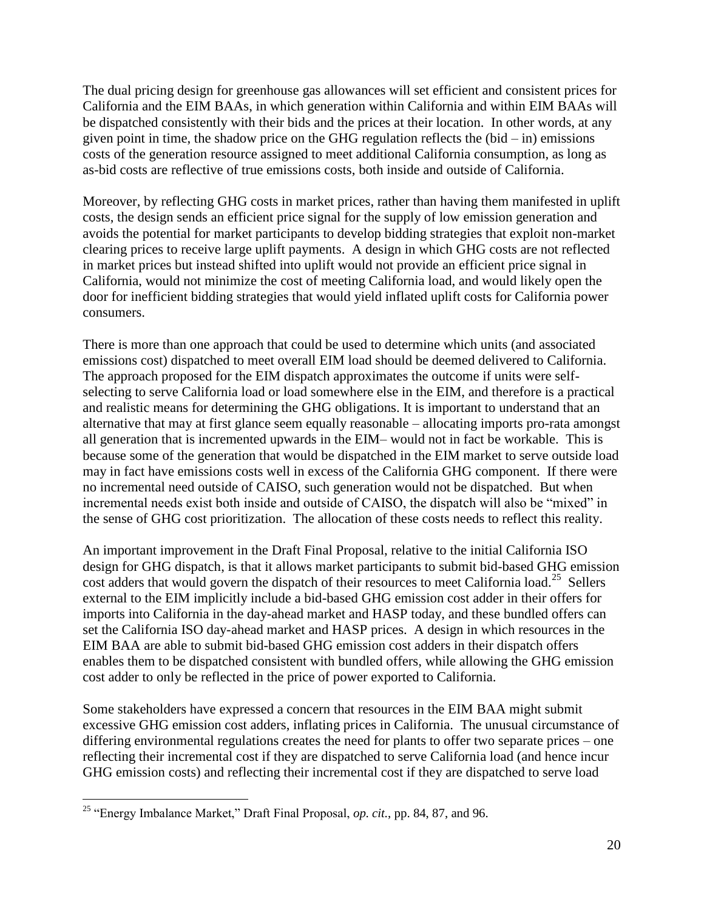The dual pricing design for greenhouse gas allowances will set efficient and consistent prices for California and the EIM BAAs, in which generation within California and within EIM BAAs will be dispatched consistently with their bids and the prices at their location. In other words, at any given point in time, the shadow price on the GHG regulation reflects the (bid – in) emissions costs of the generation resource assigned to meet additional California consumption, as long as as-bid costs are reflective of true emissions costs, both inside and outside of California.

Moreover, by reflecting GHG costs in market prices, rather than having them manifested in uplift costs, the design sends an efficient price signal for the supply of low emission generation and avoids the potential for market participants to develop bidding strategies that exploit non-market clearing prices to receive large uplift payments. A design in which GHG costs are not reflected in market prices but instead shifted into uplift would not provide an efficient price signal in California, would not minimize the cost of meeting California load, and would likely open the door for inefficient bidding strategies that would yield inflated uplift costs for California power consumers.

There is more than one approach that could be used to determine which units (and associated emissions cost) dispatched to meet overall EIM load should be deemed delivered to California. The approach proposed for the EIM dispatch approximates the outcome if units were self-selecting to serve California load or load somewhere else in the EIM, and therefore is a practical and realistic means for determining the GHG obligations. It is important to understand that an alternative that may at first glance seem equally reasonable – allocating imports pro-rata amongst all generation that is incremented upwards in the EIM– would not in fact be workable. This is because some of the generation that would be dispatched in the EIM market to serve outside load may in fact have emissions costs well in excess of the California GHG component. If there were no incremental need outside of CAISO, such generation would not be dispatched. But when incremental needs exist both inside and outside of CAISO, the dispatch will also be "mixed" in the sense of GHG cost prioritization. The allocation of these costs needs to reflect this reality.

An important improvement in the Draft Final Proposal, relative to the initial California ISO design for GHG dispatch, is that it allows market participants to submit bid-based GHG emission cost adders that would govern the dispatch of their resources to meet California load.[25] Sellers external to the EIM implicitly include a bid-based GHG emission cost adder in their offers for imports into California in the day-ahead market and HASP today, and these bundled offers can set the California ISO day-ahead market and HASP prices. A design in which resources in the EIM BAA are able to submit bid-based GHG emission cost adders in their dispatch offers enables them to be dispatched consistent with bundled offers, while allowing the GHG emission cost adder to only be reflected in the price of power exported to California.

Some stakeholders have expressed a concern that resources in the EIM BAA might submit excessive GHG emission cost adders, inflating prices in California. The unusual circumstance of differing environmental regulations creates the need for plants to offer two separate prices – one reflecting their incremental cost if they are dispatched to serve California load (and hence incur GHG emission costs) and reflecting their incremental cost if they are dispatched to serve load

---

[25] "Energy Imbalance Market," Draft Final Proposal, *op. cit.*, pp. 84, 87, and 96.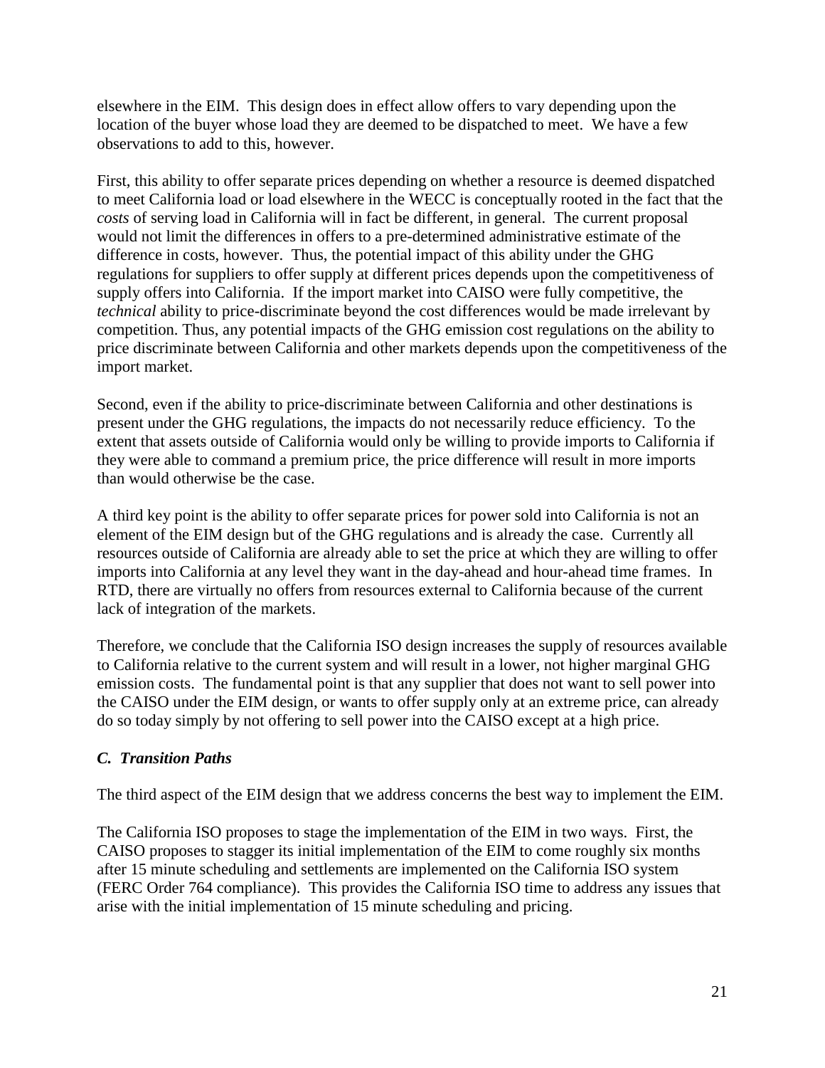elsewhere in the EIM. This design does in effect allow offers to vary depending upon the location of the buyer whose load they are deemed to be dispatched to meet. We have a few observations to add to this, however.

First, this ability to offer separate prices depending on whether a resource is deemed dispatched to meet California load or load elsewhere in the WECC is conceptually rooted in the fact that the *costs* of serving load in California will in fact be different, in general. The current proposal would not limit the differences in offers to a pre-determined administrative estimate of the difference in costs, however. Thus, the potential impact of this ability under the GHG regulations for suppliers to offer supply at different prices depends upon the competitiveness of supply offers into California. If the import market into CAISO were fully competitive, the *technical* ability to price-discriminate beyond the cost differences would be made irrelevant by competition. Thus, any potential impacts of the GHG emission cost regulations on the ability to price discriminate between California and other markets depends upon the competitiveness of the import market.

Second, even if the ability to price-discriminate between California and other destinations is present under the GHG regulations, the impacts do not necessarily reduce efficiency. To the extent that assets outside of California would only be willing to provide imports to California if they were able to command a premium price, the price difference will result in more imports than would otherwise be the case.

A third key point is the ability to offer separate prices for power sold into California is not an element of the EIM design but of the GHG regulations and is already the case. Currently all resources outside of California are already able to set the price at which they are willing to offer imports into California at any level they want in the day-ahead and hour-ahead time frames. In RTD, there are virtually no offers from resources external to California because of the current lack of integration of the markets.

Therefore, we conclude that the California ISO design increases the supply of resources available to California relative to the current system and will result in a lower, not higher marginal GHG emission costs. The fundamental point is that any supplier that does not want to sell power into the CAISO under the EIM design, or wants to offer supply only at an extreme price, can already do so today simply by not offering to sell power into the CAISO except at a high price.

### *C. Transition Paths*

The third aspect of the EIM design that we address concerns the best way to implement the EIM.

The California ISO proposes to stage the implementation of the EIM in two ways. First, the CAISO proposes to stagger its initial implementation of the EIM to come roughly six months after 15 minute scheduling and settlements are implemented on the California ISO system (FERC Order 764 compliance). This provides the California ISO time to address any issues that arise with the initial implementation of 15 minute scheduling and pricing.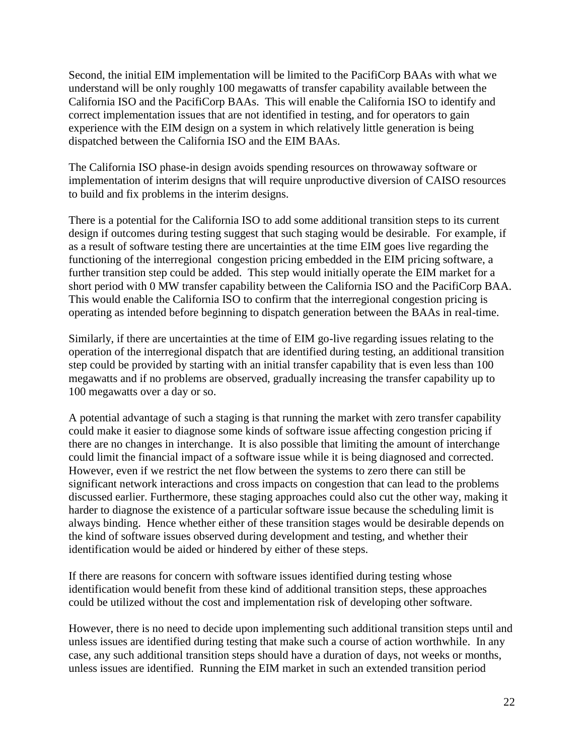Second, the initial EIM implementation will be limited to the PacifiCorp BAAs with what we understand will be only roughly 100 megawatts of transfer capability available between the California ISO and the PacifiCorp BAAs. This will enable the California ISO to identify and correct implementation issues that are not identified in testing, and for operators to gain experience with the EIM design on a system in which relatively little generation is being dispatched between the California ISO and the EIM BAAs.

The California ISO phase-in design avoids spending resources on throwaway software or implementation of interim designs that will require unproductive diversion of CAISO resources to build and fix problems in the interim designs.

There is a potential for the California ISO to add some additional transition steps to its current design if outcomes during testing suggest that such staging would be desirable. For example, if as a result of software testing there are uncertainties at the time EIM goes live regarding the functioning of the interregional congestion pricing embedded in the EIM pricing software, a further transition step could be added. This step would initially operate the EIM market for a short period with 0 MW transfer capability between the California ISO and the PacifiCorp BAA. This would enable the California ISO to confirm that the interregional congestion pricing is operating as intended before beginning to dispatch generation between the BAAs in real-time.

Similarly, if there are uncertainties at the time of EIM go-live regarding issues relating to the operation of the interregional dispatch that are identified during testing, an additional transition step could be provided by starting with an initial transfer capability that is even less than 100 megawatts and if no problems are observed, gradually increasing the transfer capability up to 100 megawatts over a day or so.

A potential advantage of such a staging is that running the market with zero transfer capability could make it easier to diagnose some kinds of software issue affecting congestion pricing if there are no changes in interchange. It is also possible that limiting the amount of interchange could limit the financial impact of a software issue while it is being diagnosed and corrected. However, even if we restrict the net flow between the systems to zero there can still be significant network interactions and cross impacts on congestion that can lead to the problems discussed earlier. Furthermore, these staging approaches could also cut the other way, making it harder to diagnose the existence of a particular software issue because the scheduling limit is always binding. Hence whether either of these transition stages would be desirable depends on the kind of software issues observed during development and testing, and whether their identification would be aided or hindered by either of these steps.

If there are reasons for concern with software issues identified during testing whose identification would benefit from these kind of additional transition steps, these approaches could be utilized without the cost and implementation risk of developing other software.

However, there is no need to decide upon implementing such additional transition steps until and unless issues are identified during testing that make such a course of action worthwhile. In any case, any such additional transition steps should have a duration of days, not weeks or months, unless issues are identified. Running the EIM market in such an extended transition period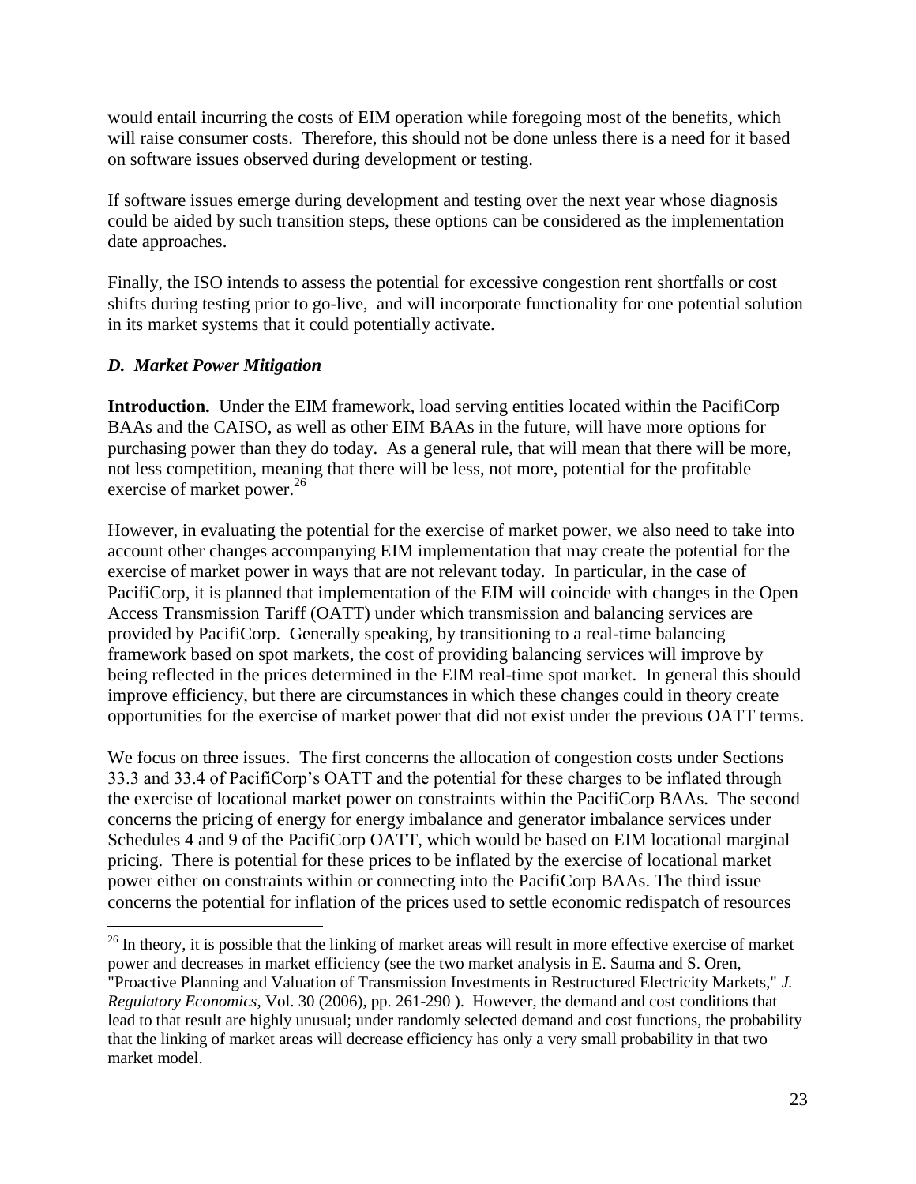would entail incurring the costs of EIM operation while foregoing most of the benefits, which will raise consumer costs. Therefore, this should not be done unless there is a need for it based on software issues observed during development or testing.

If software issues emerge during development and testing over the next year whose diagnosis could be aided by such transition steps, these options can be considered as the implementation date approaches.

Finally, the ISO intends to assess the potential for excessive congestion rent shortfalls or cost shifts during testing prior to go-live, and will incorporate functionality for one potential solution in its market systems that it could potentially activate.

### *D. Market Power Mitigation*

**Introduction.** Under the EIM framework, load serving entities located within the PacifiCorp BAAs and the CAISO, as well as other EIM BAAs in the future, will have more options for purchasing power than they do today. As a general rule, that will mean that there will be more, not less competition, meaning that there will be less, not more, potential for the profitable exercise of market power.[26]

However, in evaluating the potential for the exercise of market power, we also need to take into account other changes accompanying EIM implementation that may create the potential for the exercise of market power in ways that are not relevant today. In particular, in the case of PacifiCorp, it is planned that implementation of the EIM will coincide with changes in the Open Access Transmission Tariff (OATT) under which transmission and balancing services are provided by PacifiCorp. Generally speaking, by transitioning to a real-time balancing framework based on spot markets, the cost of providing balancing services will improve by being reflected in the prices determined in the EIM real-time spot market. In general this should improve efficiency, but there are circumstances in which these changes could in theory create opportunities for the exercise of market power that did not exist under the previous OATT terms.

We focus on three issues. The first concerns the allocation of congestion costs under Sections 33.3 and 33.4 of PacifiCorp's OATT and the potential for these charges to be inflated through the exercise of locational market power on constraints within the PacifiCorp BAAs. The second concerns the pricing of energy for energy imbalance and generator imbalance services under Schedules 4 and 9 of the PacifiCorp OATT, which would be based on EIM locational marginal pricing. There is potential for these prices to be inflated by the exercise of locational market power either on constraints within or connecting into the PacifiCorp BAAs. The third issue concerns the potential for inflation of the prices used to settle economic redispatch of resources

---

[26] In theory, it is possible that the linking of market areas will result in more effective exercise of market power and decreases in market efficiency (see the two market analysis in E. Sauma and S. Oren, "Proactive Planning and Valuation of Transmission Investments in Restructured Electricity Markets," *J. Regulatory Economics*, Vol. 30 (2006), pp. 261-290 ). However, the demand and cost conditions that lead to that result are highly unusual; under randomly selected demand and cost functions, the probability that the linking of market areas will decrease efficiency has only a very small probability in that two market model.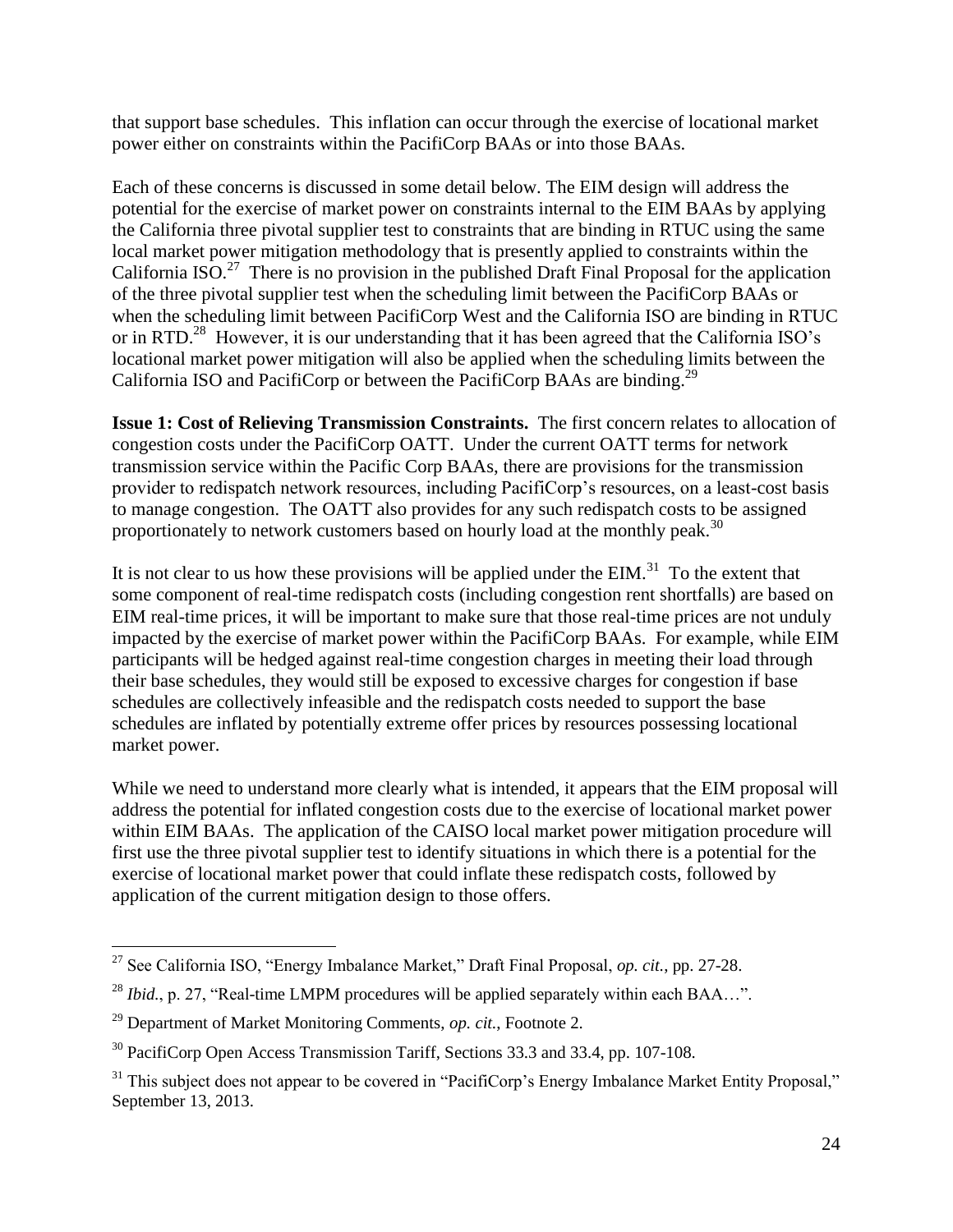that support base schedules. This inflation can occur through the exercise of locational market power either on constraints within the PacifiCorp BAAs or into those BAAs.

Each of these concerns is discussed in some detail below. The EIM design will address the potential for the exercise of market power on constraints internal to the EIM BAAs by applying the California three pivotal supplier test to constraints that are binding in RTUC using the same local market power mitigation methodology that is presently applied to constraints within the California ISO.[27] There is no provision in the published Draft Final Proposal for the application of the three pivotal supplier test when the scheduling limit between the PacifiCorp BAAs or when the scheduling limit between PacifiCorp West and the California ISO are binding in RTUC or in RTD.[28] However, it is our understanding that it has been agreed that the California ISO's locational market power mitigation will also be applied when the scheduling limits between the California ISO and PacifiCorp or between the PacifiCorp BAAs are binding.[29]

**Issue 1: Cost of Relieving Transmission Constraints.** The first concern relates to allocation of congestion costs under the PacifiCorp OATT. Under the current OATT terms for network transmission service within the Pacific Corp BAAs, there are provisions for the transmission provider to redispatch network resources, including PacifiCorp's resources, on a least-cost basis to manage congestion. The OATT also provides for any such redispatch costs to be assigned proportionately to network customers based on hourly load at the monthly peak.[30]

It is not clear to us how these provisions will be applied under the EIM.[31] To the extent that some component of real-time redispatch costs (including congestion rent shortfalls) are based on EIM real-time prices, it will be important to make sure that those real-time prices are not unduly impacted by the exercise of market power within the PacifiCorp BAAs. For example, while EIM participants will be hedged against real-time congestion charges in meeting their load through their base schedules, they would still be exposed to excessive charges for congestion if base schedules are collectively infeasible and the redispatch costs needed to support the base schedules are inflated by potentially extreme offer prices by resources possessing locational market power.

While we need to understand more clearly what is intended, it appears that the EIM proposal will address the potential for inflated congestion costs due to the exercise of locational market power within EIM BAAs. The application of the CAISO local market power mitigation procedure will first use the three pivotal supplier test to identify situations in which there is a potential for the exercise of locational market power that could inflate these redispatch costs, followed by application of the current mitigation design to those offers.

---

[27] See California ISO, "Energy Imbalance Market," Draft Final Proposal, *op. cit.*, pp. 27-28.

[28] *Ibid.*, p. 27, "Real-time LMPM procedures will be applied separately within each BAA…".

[29] Department of Market Monitoring Comments, *op. cit.*, Footnote 2.

[30] PacifiCorp Open Access Transmission Tariff, Sections 33.3 and 33.4, pp. 107-108.

[31] This subject does not appear to be covered in "PacifiCorp's Energy Imbalance Market Entity Proposal," September 13, 2013.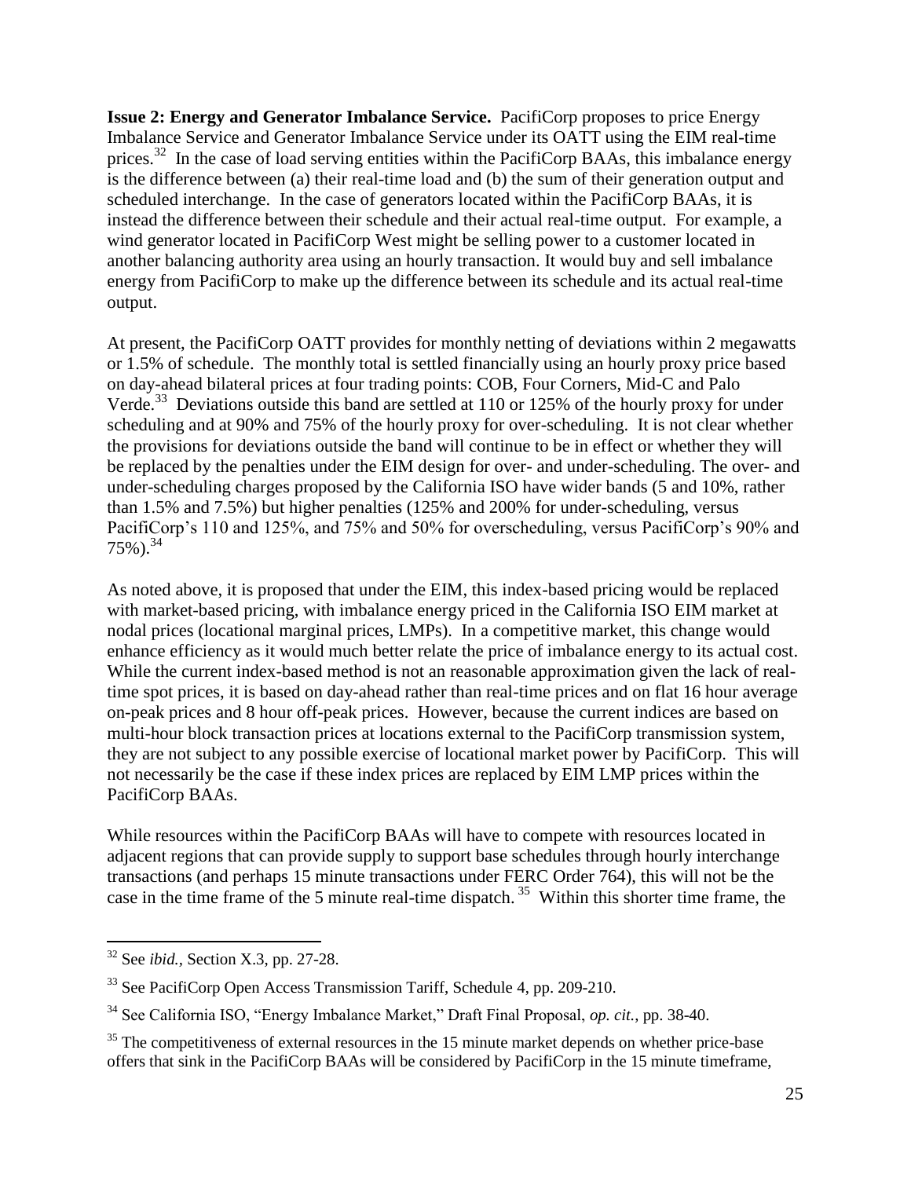**Issue 2: Energy and Generator Imbalance Service.** PacifiCorp proposes to price Energy Imbalance Service and Generator Imbalance Service under its OATT using the EIM real-time prices.[32] In the case of load serving entities within the PacifiCorp BAAs, this imbalance energy is the difference between (a) their real-time load and (b) the sum of their generation output and scheduled interchange. In the case of generators located within the PacifiCorp BAAs, it is instead the difference between their schedule and their actual real-time output. For example, a wind generator located in PacifiCorp West might be selling power to a customer located in another balancing authority area using an hourly transaction. It would buy and sell imbalance energy from PacifiCorp to make up the difference between its schedule and its actual real-time output.

At present, the PacifiCorp OATT provides for monthly netting of deviations within 2 megawatts or 1.5% of schedule. The monthly total is settled financially using an hourly proxy price based on day-ahead bilateral prices at four trading points: COB, Four Corners, Mid-C and Palo Verde.[33] Deviations outside this band are settled at 110 or 125% of the hourly proxy for under scheduling and at 90% and 75% of the hourly proxy for over-scheduling. It is not clear whether the provisions for deviations outside the band will continue to be in effect or whether they will be replaced by the penalties under the EIM design for over- and under-scheduling. The over- and under-scheduling charges proposed by the California ISO have wider bands (5 and 10%, rather than 1.5% and 7.5%) but higher penalties (125% and 200% for under-scheduling, versus PacifiCorp's 110 and 125%, and 75% and 50% for overscheduling, versus PacifiCorp's 90% and 75%).[34]

As noted above, it is proposed that under the EIM, this index-based pricing would be replaced with market-based pricing, with imbalance energy priced in the California ISO EIM market at nodal prices (locational marginal prices, LMPs). In a competitive market, this change would enhance efficiency as it would much better relate the price of imbalance energy to its actual cost. While the current index-based method is not an reasonable approximation given the lack of real-time spot prices, it is based on day-ahead rather than real-time prices and on flat 16 hour average on-peak prices and 8 hour off-peak prices. However, because the current indices are based on multi-hour block transaction prices at locations external to the PacifiCorp transmission system, they are not subject to any possible exercise of locational market power by PacifiCorp. This will not necessarily be the case if these index prices are replaced by EIM LMP prices within the PacifiCorp BAAs.

While resources within the PacifiCorp BAAs will have to compete with resources located in adjacent regions that can provide supply to support base schedules through hourly interchange transactions (and perhaps 15 minute transactions under FERC Order 764), this will not be the case in the time frame of the 5 minute real-time dispatch.[35] Within this shorter time frame, the

---

[32] See *ibid.*, Section X.3, pp. 27-28.

[33] See PacifiCorp Open Access Transmission Tariff, Schedule 4, pp. 209-210.

[34] See California ISO, "Energy Imbalance Market," Draft Final Proposal, *op. cit.*, pp. 38-40.

[35] The competitiveness of external resources in the 15 minute market depends on whether price-base offers that sink in the PacifiCorp BAAs will be considered by PacifiCorp in the 15 minute timeframe,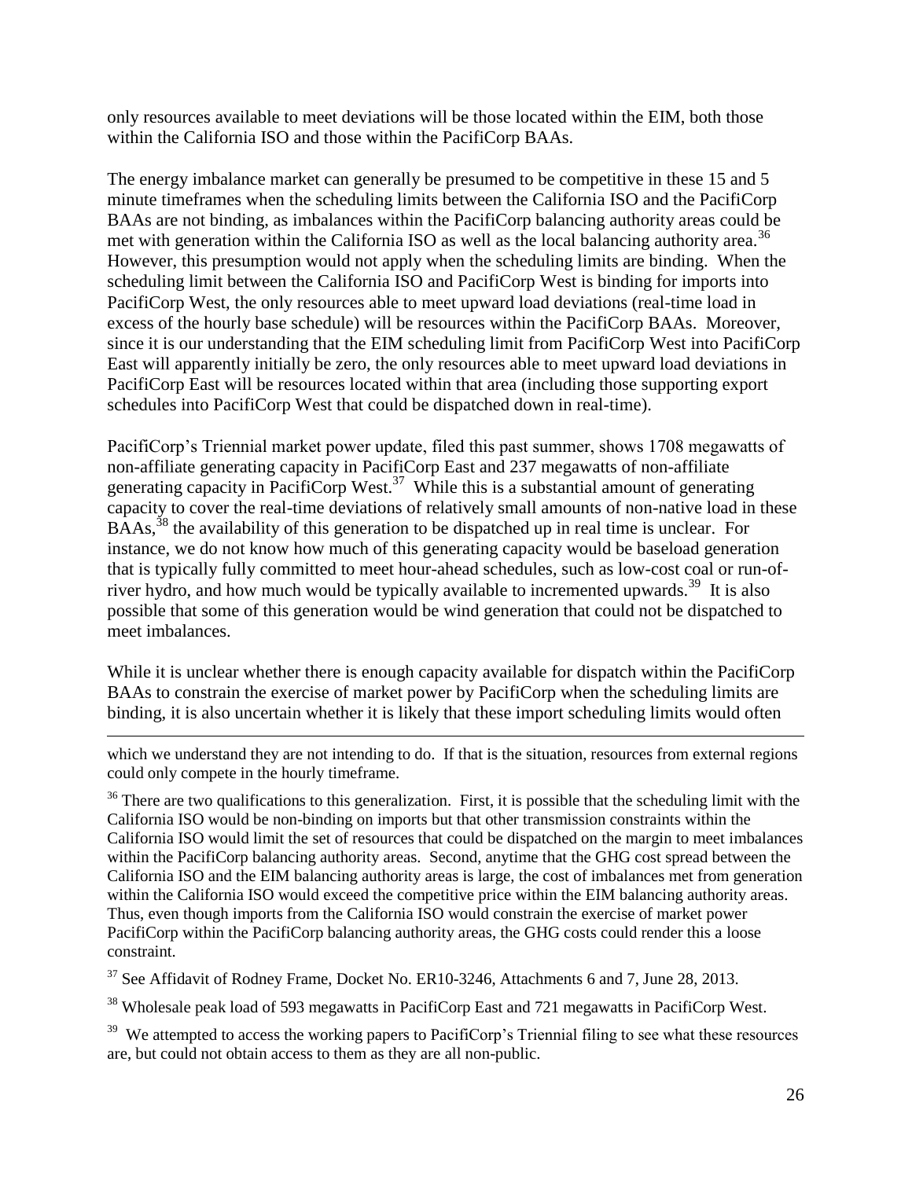only resources available to meet deviations will be those located within the EIM, both those within the California ISO and those within the PacifiCorp BAAs.

The energy imbalance market can generally be presumed to be competitive in these 15 and 5 minute timeframes when the scheduling limits between the California ISO and the PacifiCorp BAAs are not binding, as imbalances within the PacifiCorp balancing authority areas could be met with generation within the California ISO as well as the local balancing authority area.[36] However, this presumption would not apply when the scheduling limits are binding. When the scheduling limit between the California ISO and PacifiCorp West is binding for imports into PacifiCorp West, the only resources able to meet upward load deviations (real-time load in excess of the hourly base schedule) will be resources within the PacifiCorp BAAs. Moreover, since it is our understanding that the EIM scheduling limit from PacifiCorp West into PacifiCorp East will apparently initially be zero, the only resources able to meet upward load deviations in PacifiCorp East will be resources located within that area (including those supporting export schedules into PacifiCorp West that could be dispatched down in real-time).

PacifiCorp's Triennial market power update, filed this past summer, shows 1708 megawatts of non-affiliate generating capacity in PacifiCorp East and 237 megawatts of non-affiliate generating capacity in PacifiCorp West.[37] While this is a substantial amount of generating capacity to cover the real-time deviations of relatively small amounts of non-native load in these BAAs,[38] the availability of this generation to be dispatched up in real time is unclear. For instance, we do not know how much of this generating capacity would be baseload generation that is typically fully committed to meet hour-ahead schedules, such as low-cost coal or run-of-river hydro, and how much would be typically available to incremented upwards.[39] It is also possible that some of this generation would be wind generation that could not be dispatched to meet imbalances.

While it is unclear whether there is enough capacity available for dispatch within the PacifiCorp BAAs to constrain the exercise of market power by PacifiCorp when the scheduling limits are binding, it is also uncertain whether it is likely that these import scheduling limits would often

---

which we understand they are not intending to do. If that is the situation, resources from external regions could only compete in the hourly timeframe.

[36] There are two qualifications to this generalization. First, it is possible that the scheduling limit with the California ISO would be non-binding on imports but that other transmission constraints within the California ISO would limit the set of resources that could be dispatched on the margin to meet imbalances within the PacifiCorp balancing authority areas. Second, anytime that the GHG cost spread between the California ISO and the EIM balancing authority areas is large, the cost of imbalances met from generation within the California ISO would exceed the competitive price within the EIM balancing authority areas. Thus, even though imports from the California ISO would constrain the exercise of market power PacifiCorp within the PacifiCorp balancing authority areas, the GHG costs could render this a loose constraint.

[37] See Affidavit of Rodney Frame, Docket No. ER10-3246, Attachments 6 and 7, June 28, 2013.

[38] Wholesale peak load of 593 megawatts in PacifiCorp East and 721 megawatts in PacifiCorp West.

[39] We attempted to access the working papers to PacifiCorp's Triennial filing to see what these resources are, but could not obtain access to them as they are all non-public.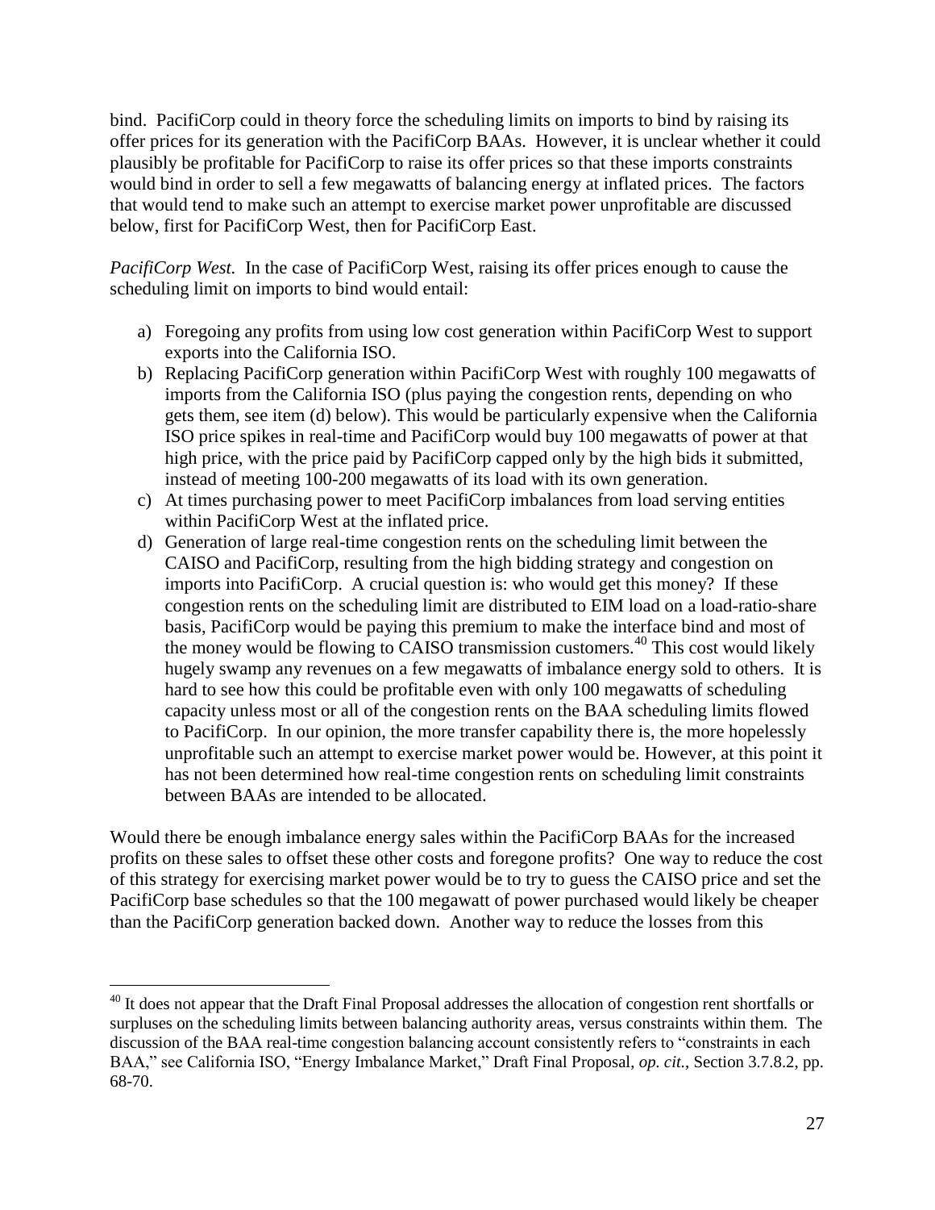bind. PacifiCorp could in theory force the scheduling limits on imports to bind by raising its offer prices for its generation with the PacifiCorp BAAs. However, it is unclear whether it could plausibly be profitable for PacifiCorp to raise its offer prices so that these imports constraints would bind in order to sell a few megawatts of balancing energy at inflated prices. The factors that would tend to make such an attempt to exercise market power unprofitable are discussed below, first for PacifiCorp West, then for PacifiCorp East.

*PacifiCorp West.* In the case of PacifiCorp West, raising its offer prices enough to cause the scheduling limit on imports to bind would entail:

a) Foregoing any profits from using low cost generation within PacifiCorp West to support exports into the California ISO.
b) Replacing PacifiCorp generation within PacifiCorp West with roughly 100 megawatts of imports from the California ISO (plus paying the congestion rents, depending on who gets them, see item (d) below). This would be particularly expensive when the California ISO price spikes in real-time and PacifiCorp would buy 100 megawatts of power at that high price, with the price paid by PacifiCorp capped only by the high bids it submitted, instead of meeting 100-200 megawatts of its load with its own generation.
c) At times purchasing power to meet PacifiCorp imbalances from load serving entities within PacifiCorp West at the inflated price.
d) Generation of large real-time congestion rents on the scheduling limit between the CAISO and PacifiCorp, resulting from the high bidding strategy and congestion on imports into PacifiCorp. A crucial question is: who would get this money? If these congestion rents on the scheduling limit are distributed to EIM load on a load-ratio-share basis, PacifiCorp would be paying this premium to make the interface bind and most of the money would be flowing to CAISO transmission customers.[40] This cost would likely hugely swamp any revenues on a few megawatts of imbalance energy sold to others. It is hard to see how this could be profitable even with only 100 megawatts of scheduling capacity unless most or all of the congestion rents on the BAA scheduling limits flowed to PacifiCorp. In our opinion, the more transfer capability there is, the more hopelessly unprofitable such an attempt to exercise market power would be. However, at this point it has not been determined how real-time congestion rents on scheduling limit constraints between BAAs are intended to be allocated.

Would there be enough imbalance energy sales within the PacifiCorp BAAs for the increased profits on these sales to offset these other costs and foregone profits? One way to reduce the cost of this strategy for exercising market power would be to try to guess the CAISO price and set the PacifiCorp base schedules so that the 100 megawatt of power purchased would likely be cheaper than the PacifiCorp generation backed down. Another way to reduce the losses from this

---

[40] It does not appear that the Draft Final Proposal addresses the allocation of congestion rent shortfalls or surpluses on the scheduling limits between balancing authority areas, versus constraints within them. The discussion of the BAA real-time congestion balancing account consistently refers to "constraints in each BAA," see California ISO, "Energy Imbalance Market," Draft Final Proposal, *op. cit.*, Section 3.7.8.2, pp. 68-70.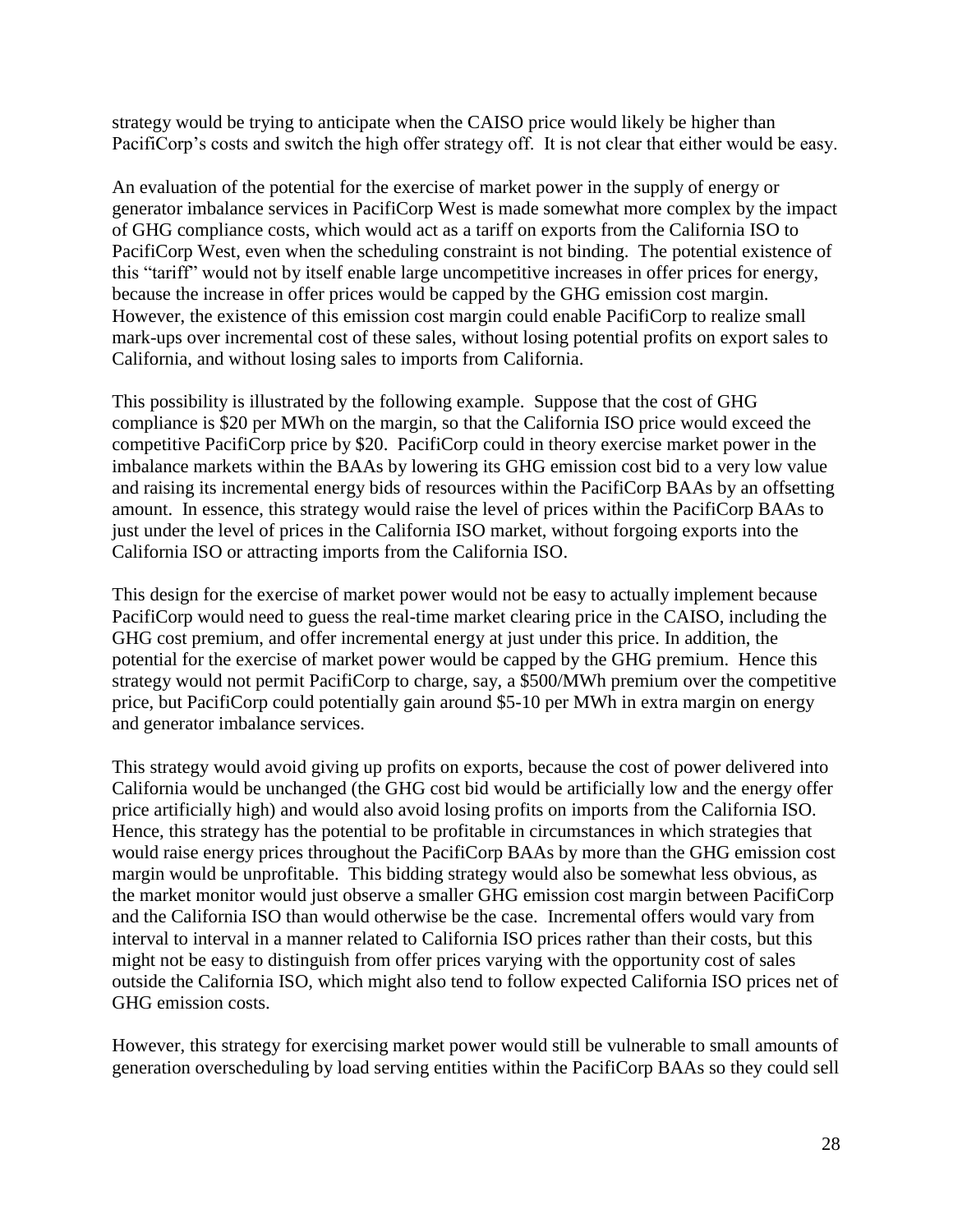strategy would be trying to anticipate when the CAISO price would likely be higher than PacifiCorp's costs and switch the high offer strategy off. It is not clear that either would be easy.

An evaluation of the potential for the exercise of market power in the supply of energy or generator imbalance services in PacifiCorp West is made somewhat more complex by the impact of GHG compliance costs, which would act as a tariff on exports from the California ISO to PacifiCorp West, even when the scheduling constraint is not binding. The potential existence of this "tariff" would not by itself enable large uncompetitive increases in offer prices for energy, because the increase in offer prices would be capped by the GHG emission cost margin. However, the existence of this emission cost margin could enable PacifiCorp to realize small mark-ups over incremental cost of these sales, without losing potential profits on export sales to California, and without losing sales to imports from California.

This possibility is illustrated by the following example. Suppose that the cost of GHG compliance is $20 per MWh on the margin, so that the California ISO price would exceed the competitive PacifiCorp price by $20. PacifiCorp could in theory exercise market power in the imbalance markets within the BAAs by lowering its GHG emission cost bid to a very low value and raising its incremental energy bids of resources within the PacifiCorp BAAs by an offsetting amount. In essence, this strategy would raise the level of prices within the PacifiCorp BAAs to just under the level of prices in the California ISO market, without forgoing exports into the California ISO or attracting imports from the California ISO.

This design for the exercise of market power would not be easy to actually implement because PacifiCorp would need to guess the real-time market clearing price in the CAISO, including the GHG cost premium, and offer incremental energy at just under this price. In addition, the potential for the exercise of market power would be capped by the GHG premium. Hence this strategy would not permit PacifiCorp to charge, say, a $500/MWh premium over the competitive price, but PacifiCorp could potentially gain around $5-10 per MWh in extra margin on energy and generator imbalance services.

This strategy would avoid giving up profits on exports, because the cost of power delivered into California would be unchanged (the GHG cost bid would be artificially low and the energy offer price artificially high) and would also avoid losing profits on imports from the California ISO. Hence, this strategy has the potential to be profitable in circumstances in which strategies that would raise energy prices throughout the PacifiCorp BAAs by more than the GHG emission cost margin would be unprofitable. This bidding strategy would also be somewhat less obvious, as the market monitor would just observe a smaller GHG emission cost margin between PacifiCorp and the California ISO than would otherwise be the case. Incremental offers would vary from interval to interval in a manner related to California ISO prices rather than their costs, but this might not be easy to distinguish from offer prices varying with the opportunity cost of sales outside the California ISO, which might also tend to follow expected California ISO prices net of GHG emission costs.

However, this strategy for exercising market power would still be vulnerable to small amounts of generation overscheduling by load serving entities within the PacifiCorp BAAs so they could sell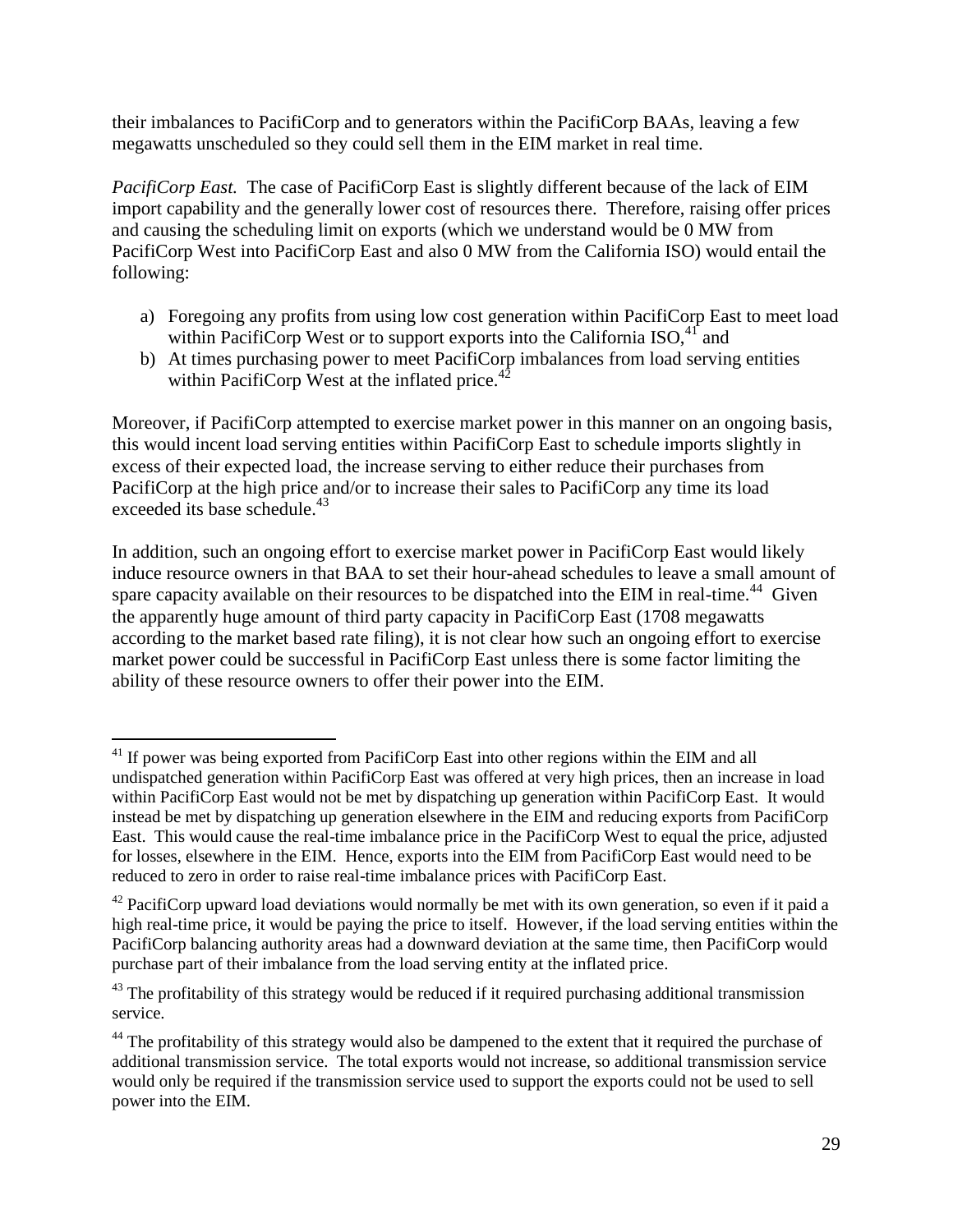their imbalances to PacifiCorp and to generators within the PacifiCorp BAAs, leaving a few megawatts unscheduled so they could sell them in the EIM market in real time.

*PacifiCorp East.* The case of PacifiCorp East is slightly different because of the lack of EIM import capability and the generally lower cost of resources there. Therefore, raising offer prices and causing the scheduling limit on exports (which we understand would be 0 MW from PacifiCorp West into PacifiCorp East and also 0 MW from the California ISO) would entail the following:

a) Foregoing any profits from using low cost generation within PacifiCorp East to meet load within PacifiCorp West or to support exports into the California ISO,[41] and
b) At times purchasing power to meet PacifiCorp imbalances from load serving entities within PacifiCorp West at the inflated price.[42]

Moreover, if PacifiCorp attempted to exercise market power in this manner on an ongoing basis, this would incent load serving entities within PacifiCorp East to schedule imports slightly in excess of their expected load, the increase serving to either reduce their purchases from PacifiCorp at the high price and/or to increase their sales to PacifiCorp any time its load exceeded its base schedule.[43]

In addition, such an ongoing effort to exercise market power in PacifiCorp East would likely induce resource owners in that BAA to set their hour-ahead schedules to leave a small amount of spare capacity available on their resources to be dispatched into the EIM in real-time.[44] Given the apparently huge amount of third party capacity in PacifiCorp East (1708 megawatts according to the market based rate filing), it is not clear how such an ongoing effort to exercise market power could be successful in PacifiCorp East unless there is some factor limiting the ability of these resource owners to offer their power into the EIM.

---

[41] If power was being exported from PacifiCorp East into other regions within the EIM and all undispatched generation within PacifiCorp East was offered at very high prices, then an increase in load within PacifiCorp East would not be met by dispatching up generation within PacifiCorp East. It would instead be met by dispatching up generation elsewhere in the EIM and reducing exports from PacifiCorp East. This would cause the real-time imbalance price in the PacifiCorp West to equal the price, adjusted for losses, elsewhere in the EIM. Hence, exports into the EIM from PacifiCorp East would need to be reduced to zero in order to raise real-time imbalance prices with PacifiCorp East.

[42] PacifiCorp upward load deviations would normally be met with its own generation, so even if it paid a high real-time price, it would be paying the price to itself. However, if the load serving entities within the PacifiCorp balancing authority areas had a downward deviation at the same time, then PacifiCorp would purchase part of their imbalance from the load serving entity at the inflated price.

[43] The profitability of this strategy would be reduced if it required purchasing additional transmission service.

[44] The profitability of this strategy would also be dampened to the extent that it required the purchase of additional transmission service. The total exports would not increase, so additional transmission service would only be required if the transmission service used to support the exports could not be used to sell power into the EIM.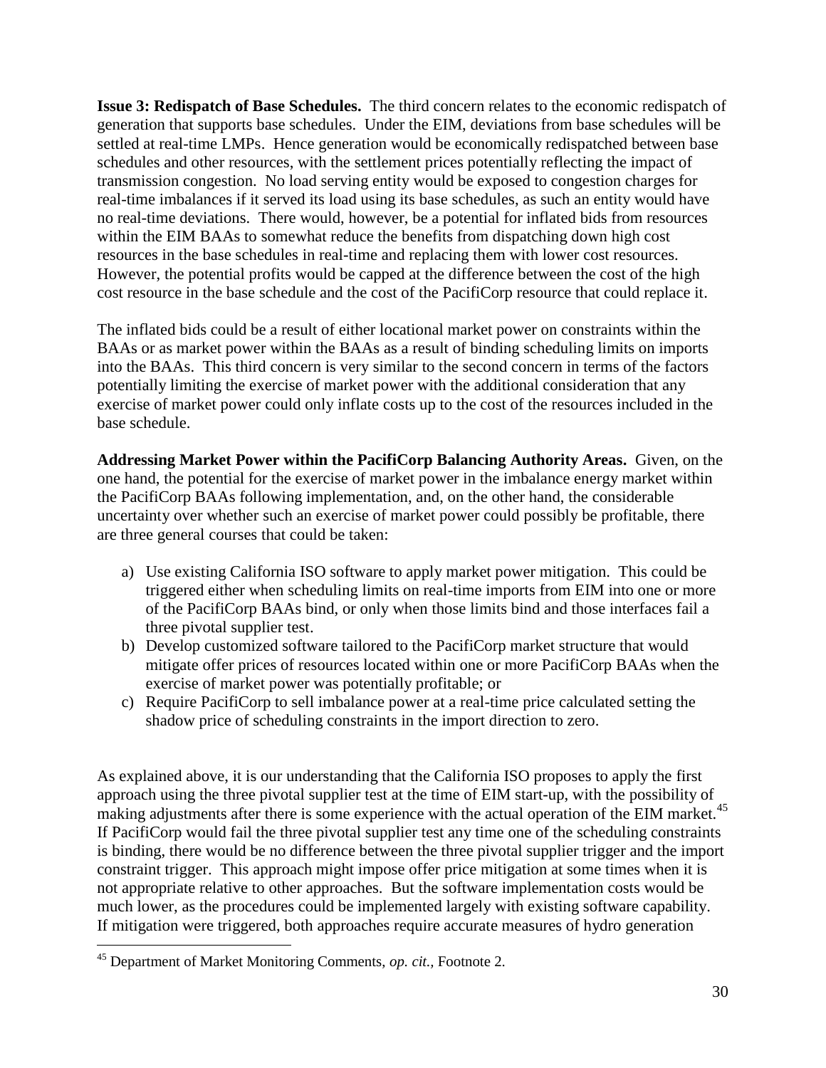**Issue 3: Redispatch of Base Schedules.** The third concern relates to the economic redispatch of generation that supports base schedules. Under the EIM, deviations from base schedules will be settled at real-time LMPs. Hence generation would be economically redispatched between base schedules and other resources, with the settlement prices potentially reflecting the impact of transmission congestion. No load serving entity would be exposed to congestion charges for real-time imbalances if it served its load using its base schedules, as such an entity would have no real-time deviations. There would, however, be a potential for inflated bids from resources within the EIM BAAs to somewhat reduce the benefits from dispatching down high cost resources in the base schedules in real-time and replacing them with lower cost resources. However, the potential profits would be capped at the difference between the cost of the high cost resource in the base schedule and the cost of the PacifiCorp resource that could replace it.

The inflated bids could be a result of either locational market power on constraints within the BAAs or as market power within the BAAs as a result of binding scheduling limits on imports into the BAAs. This third concern is very similar to the second concern in terms of the factors potentially limiting the exercise of market power with the additional consideration that any exercise of market power could only inflate costs up to the cost of the resources included in the base schedule.

**Addressing Market Power within the PacifiCorp Balancing Authority Areas.** Given, on the one hand, the potential for the exercise of market power in the imbalance energy market within the PacifiCorp BAAs following implementation, and, on the other hand, the considerable uncertainty over whether such an exercise of market power could possibly be profitable, there are three general courses that could be taken:

a) Use existing California ISO software to apply market power mitigation. This could be triggered either when scheduling limits on real-time imports from EIM into one or more of the PacifiCorp BAAs bind, or only when those limits bind and those interfaces fail a three pivotal supplier test.
b) Develop customized software tailored to the PacifiCorp market structure that would mitigate offer prices of resources located within one or more PacifiCorp BAAs when the exercise of market power was potentially profitable; or
c) Require PacifiCorp to sell imbalance power at a real-time price calculated setting the shadow price of scheduling constraints in the import direction to zero.

As explained above, it is our understanding that the California ISO proposes to apply the first approach using the three pivotal supplier test at the time of EIM start-up, with the possibility of making adjustments after there is some experience with the actual operation of the EIM market.[45] If PacifiCorp would fail the three pivotal supplier test any time one of the scheduling constraints is binding, there would be no difference between the three pivotal supplier trigger and the import constraint trigger. This approach might impose offer price mitigation at some times when it is not appropriate relative to other approaches. But the software implementation costs would be much lower, as the procedures could be implemented largely with existing software capability. If mitigation were triggered, both approaches require accurate measures of hydro generation

[45] Department of Market Monitoring Comments, *op. cit.*, Footnote 2.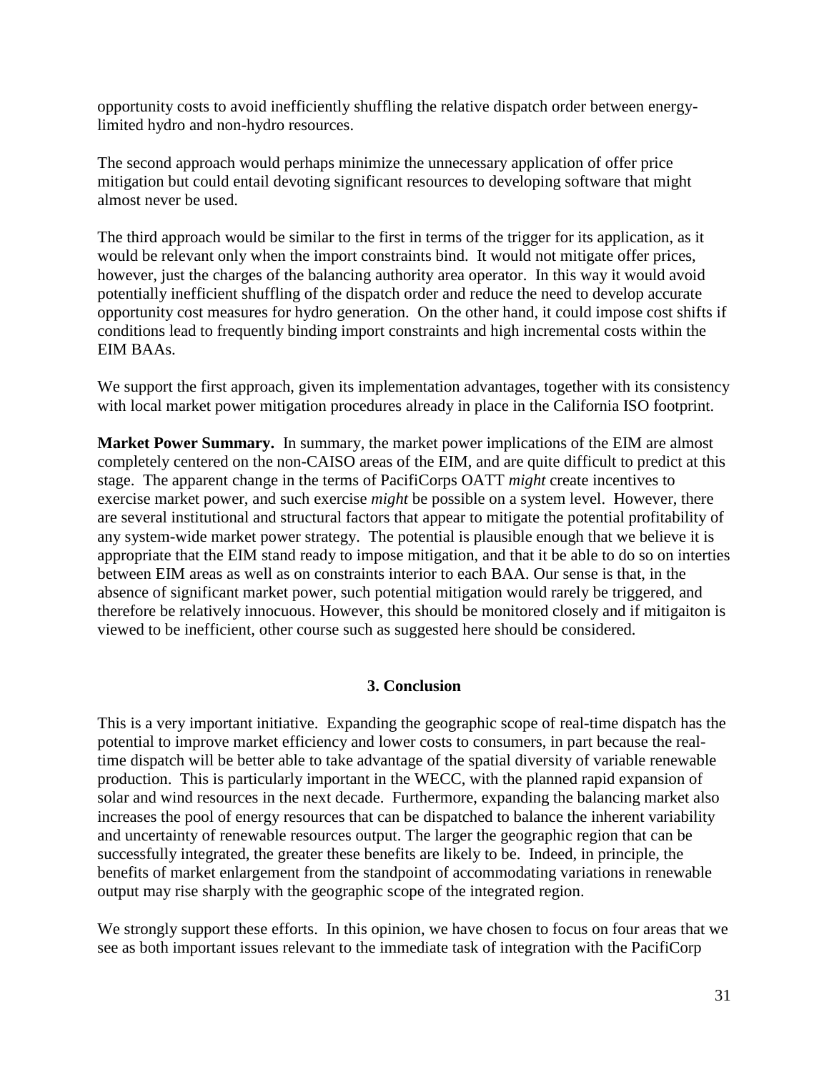opportunity costs to avoid inefficiently shuffling the relative dispatch order between energy-limited hydro and non-hydro resources.

The second approach would perhaps minimize the unnecessary application of offer price mitigation but could entail devoting significant resources to developing software that might almost never be used.

The third approach would be similar to the first in terms of the trigger for its application, as it would be relevant only when the import constraints bind. It would not mitigate offer prices, however, just the charges of the balancing authority area operator. In this way it would avoid potentially inefficient shuffling of the dispatch order and reduce the need to develop accurate opportunity cost measures for hydro generation. On the other hand, it could impose cost shifts if conditions lead to frequently binding import constraints and high incremental costs within the EIM BAAs.

We support the first approach, given its implementation advantages, together with its consistency with local market power mitigation procedures already in place in the California ISO footprint.

**Market Power Summary.** In summary, the market power implications of the EIM are almost completely centered on the non-CAISO areas of the EIM, and are quite difficult to predict at this stage. The apparent change in the terms of PacifiCorps OATT *might* create incentives to exercise market power, and such exercise *might* be possible on a system level. However, there are several institutional and structural factors that appear to mitigate the potential profitability of any system-wide market power strategy. The potential is plausible enough that we believe it is appropriate that the EIM stand ready to impose mitigation, and that it be able to do so on interties between EIM areas as well as on constraints interior to each BAA. Our sense is that, in the absence of significant market power, such potential mitigation would rarely be triggered, and therefore be relatively innocuous. However, this should be monitored closely and if mitigaiton is viewed to be inefficient, other course such as suggested here should be considered.

## 3. Conclusion

This is a very important initiative. Expanding the geographic scope of real-time dispatch has the potential to improve market efficiency and lower costs to consumers, in part because the real-time dispatch will be better able to take advantage of the spatial diversity of variable renewable production. This is particularly important in the WECC, with the planned rapid expansion of solar and wind resources in the next decade. Furthermore, expanding the balancing market also increases the pool of energy resources that can be dispatched to balance the inherent variability and uncertainty of renewable resources output. The larger the geographic region that can be successfully integrated, the greater these benefits are likely to be. Indeed, in principle, the benefits of market enlargement from the standpoint of accommodating variations in renewable output may rise sharply with the geographic scope of the integrated region.

We strongly support these efforts. In this opinion, we have chosen to focus on four areas that we see as both important issues relevant to the immediate task of integration with the PacifiCorp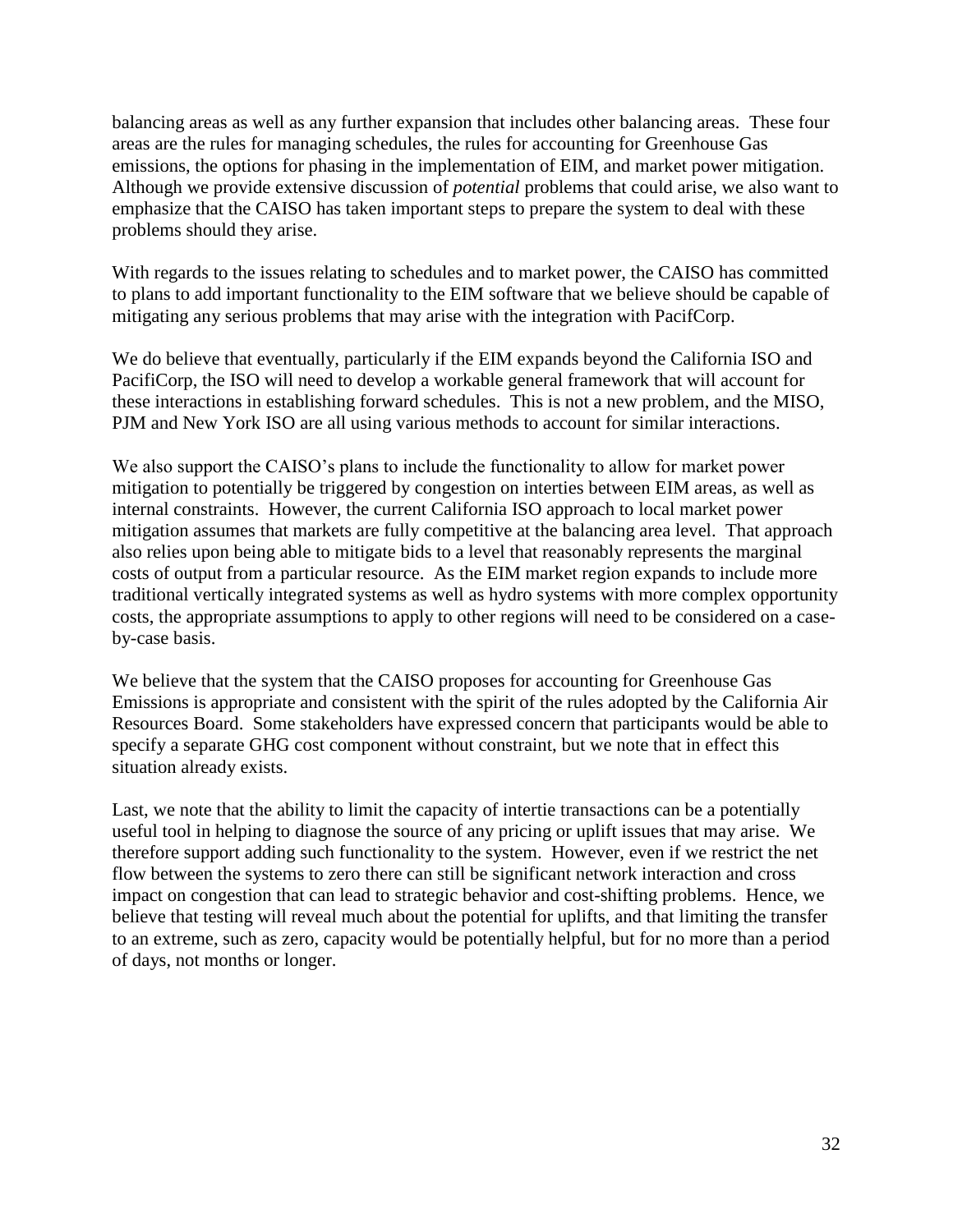balancing areas as well as any further expansion that includes other balancing areas. These four areas are the rules for managing schedules, the rules for accounting for Greenhouse Gas emissions, the options for phasing in the implementation of EIM, and market power mitigation. Although we provide extensive discussion of *potential* problems that could arise, we also want to emphasize that the CAISO has taken important steps to prepare the system to deal with these problems should they arise.

With regards to the issues relating to schedules and to market power, the CAISO has committed to plans to add important functionality to the EIM software that we believe should be capable of mitigating any serious problems that may arise with the integration with PacifCorp.

We do believe that eventually, particularly if the EIM expands beyond the California ISO and PacifiCorp, the ISO will need to develop a workable general framework that will account for these interactions in establishing forward schedules. This is not a new problem, and the MISO, PJM and New York ISO are all using various methods to account for similar interactions.

We also support the CAISO's plans to include the functionality to allow for market power mitigation to potentially be triggered by congestion on interties between EIM areas, as well as internal constraints. However, the current California ISO approach to local market power mitigation assumes that markets are fully competitive at the balancing area level. That approach also relies upon being able to mitigate bids to a level that reasonably represents the marginal costs of output from a particular resource. As the EIM market region expands to include more traditional vertically integrated systems as well as hydro systems with more complex opportunity costs, the appropriate assumptions to apply to other regions will need to be considered on a case-by-case basis.

We believe that the system that the CAISO proposes for accounting for Greenhouse Gas Emissions is appropriate and consistent with the spirit of the rules adopted by the California Air Resources Board. Some stakeholders have expressed concern that participants would be able to specify a separate GHG cost component without constraint, but we note that in effect this situation already exists.

Last, we note that the ability to limit the capacity of intertie transactions can be a potentially useful tool in helping to diagnose the source of any pricing or uplift issues that may arise. We therefore support adding such functionality to the system. However, even if we restrict the net flow between the systems to zero there can still be significant network interaction and cross impact on congestion that can lead to strategic behavior and cost-shifting problems. Hence, we believe that testing will reveal much about the potential for uplifts, and that limiting the transfer to an extreme, such as zero, capacity would be potentially helpful, but for no more than a period of days, not months or longer.